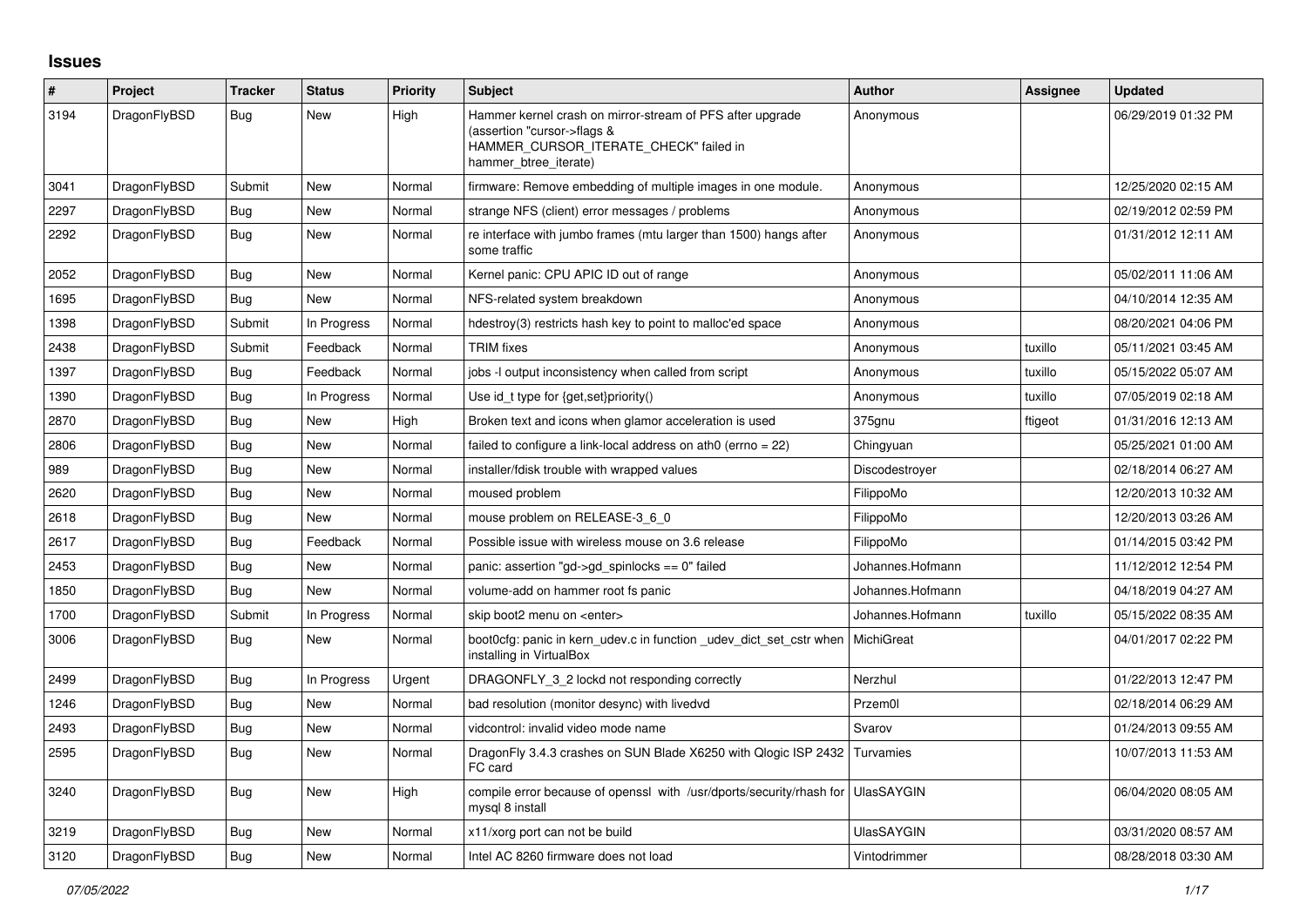# Issues

| # | Project | Tracker | Status | Priority | Subject | Author | Assignee | Updated |
|---|---|---|---|---|---|---|---|---|
| 3194 | DragonFlyBSD | Bug | New | High | Hammer kernel crash on mirror-stream of PFS after upgrade (assertion "cursor->flags & HAMMER_CURSOR_ITERATE_CHECK" failed in hammer_btree_iterate) | Anonymous | | 06/29/2019 01:32 PM |
| 3041 | DragonFlyBSD | Submit | New | Normal | firmware: Remove embedding of multiple images in one module. | Anonymous | | 12/25/2020 02:15 AM |
| 2297 | DragonFlyBSD | Bug | New | Normal | strange NFS (client) error messages / problems | Anonymous | | 02/19/2012 02:59 PM |
| 2292 | DragonFlyBSD | Bug | New | Normal | re interface with jumbo frames (mtu larger than 1500) hangs after some traffic | Anonymous | | 01/31/2012 12:11 AM |
| 2052 | DragonFlyBSD | Bug | New | Normal | Kernel panic: CPU APIC ID out of range | Anonymous | | 05/02/2011 11:06 AM |
| 1695 | DragonFlyBSD | Bug | New | Normal | NFS-related system breakdown | Anonymous | | 04/10/2014 12:35 AM |
| 1398 | DragonFlyBSD | Submit | In Progress | Normal | hdestroy(3) restricts hash key to point to malloc'ed space | Anonymous | | 08/20/2021 04:06 PM |
| 2438 | DragonFlyBSD | Submit | Feedback | Normal | TRIM fixes | Anonymous | tuxillo | 05/11/2021 03:45 AM |
| 1397 | DragonFlyBSD | Bug | Feedback | Normal | jobs -l output inconsistency when called from script | Anonymous | tuxillo | 05/15/2022 05:07 AM |
| 1390 | DragonFlyBSD | Bug | In Progress | Normal | Use id_t type for {get,set}priority() | Anonymous | tuxillo | 07/05/2019 02:18 AM |
| 2870 | DragonFlyBSD | Bug | New | High | Broken text and icons when glamor acceleration is used | 375gnu | ftigeot | 01/31/2016 12:13 AM |
| 2806 | DragonFlyBSD | Bug | New | Normal | failed to configure a link-local address on ath0 (errno = 22) | Chingyuan | | 05/25/2021 01:00 AM |
| 989 | DragonFlyBSD | Bug | New | Normal | installer/fdisk trouble with wrapped values | Discodestroyer | | 02/18/2014 06:27 AM |
| 2620 | DragonFlyBSD | Bug | New | Normal | moused problem | FilippoMo | | 12/20/2013 10:32 AM |
| 2618 | DragonFlyBSD | Bug | New | Normal | mouse problem on RELEASE-3_6_0 | FilippoMo | | 12/20/2013 03:26 AM |
| 2617 | DragonFlyBSD | Bug | Feedback | Normal | Possible issue with wireless mouse on 3.6 release | FilippoMo | | 01/14/2015 03:42 PM |
| 2453 | DragonFlyBSD | Bug | New | Normal | panic: assertion "gd->gd_spinlocks == 0" failed | Johannes.Hofmann | | 11/12/2012 12:54 PM |
| 1850 | DragonFlyBSD | Bug | New | Normal | volume-add on hammer root fs panic | Johannes.Hofmann | | 04/18/2019 04:27 AM |
| 1700 | DragonFlyBSD | Submit | In Progress | Normal | skip boot2 menu on <enter> | Johannes.Hofmann | tuxillo | 05/15/2022 08:35 AM |
| 3006 | DragonFlyBSD | Bug | New | Normal | boot0cfg: panic in kern_udev.c in function _udev_dict_set_cstr when installing in VirtualBox | MichiGreat | | 04/01/2017 02:22 PM |
| 2499 | DragonFlyBSD | Bug | In Progress | Urgent | DRAGONFLY_3_2 lockd not responding correctly | Nerzhul | | 01/22/2013 12:47 PM |
| 1246 | DragonFlyBSD | Bug | New | Normal | bad resolution (monitor desync) with livedvd | Przem0l | | 02/18/2014 06:29 AM |
| 2493 | DragonFlyBSD | Bug | New | Normal | vidcontrol: invalid video mode name | Svarov | | 01/24/2013 09:55 AM |
| 2595 | DragonFlyBSD | Bug | New | Normal | DragonFly 3.4.3 crashes on SUN Blade X6250 with Qlogic ISP 2432 FC card | Turvamies | | 10/07/2013 11:53 AM |
| 3240 | DragonFlyBSD | Bug | New | High | compile error because of openssl with /usr/dports/security/rhash for mysql 8 install | UlasSAYGIN | | 06/04/2020 08:05 AM |
| 3219 | DragonFlyBSD | Bug | New | Normal | x11/xorg port can not be build | UlasSAYGIN | | 03/31/2020 08:57 AM |
| 3120 | DragonFlyBSD | Bug | New | Normal | Intel AC 8260 firmware does not load | Vintodrimmer | | 08/28/2018 03:30 AM |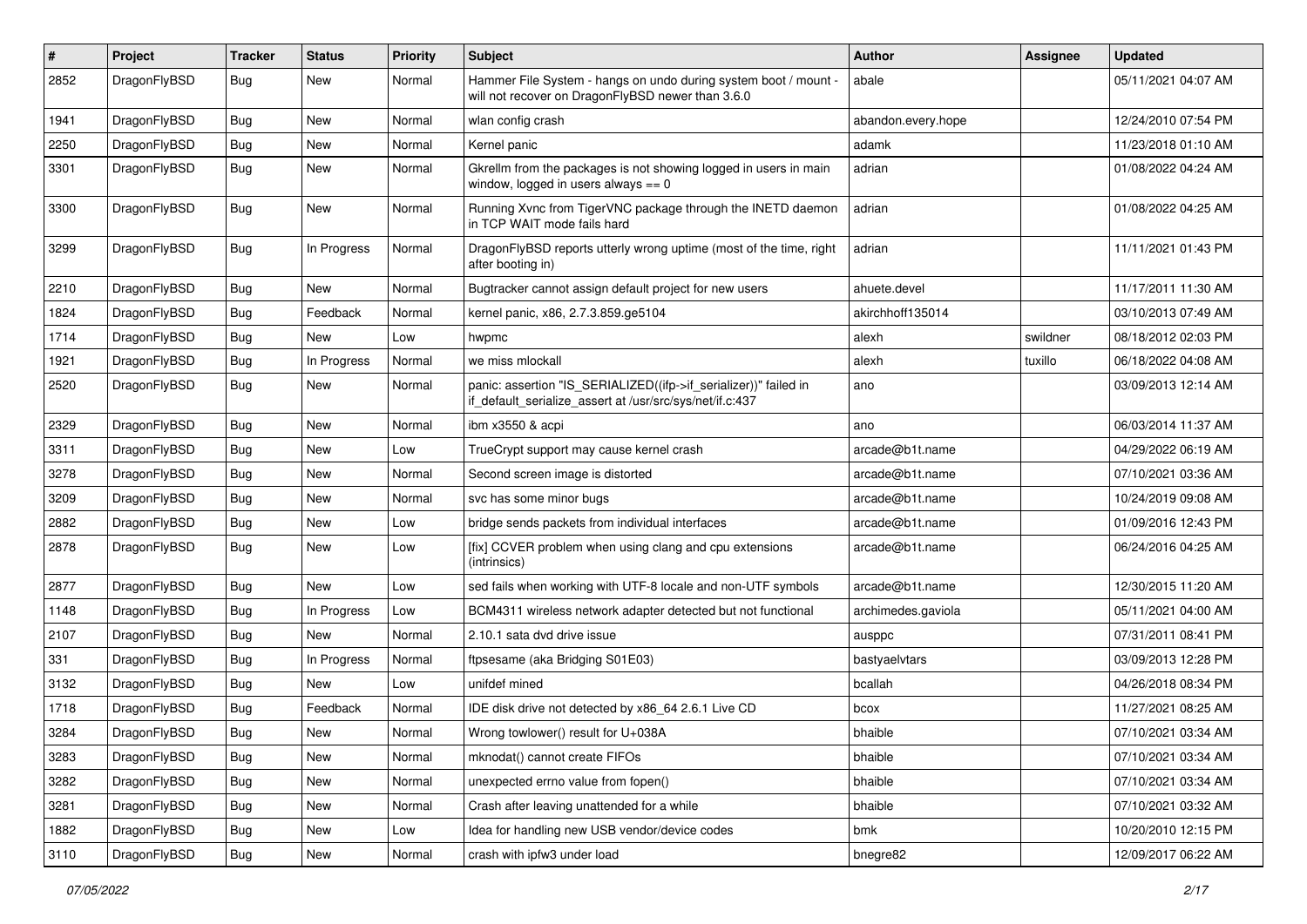| # | Project | Tracker | Status | Priority | Subject | Author | Assignee | Updated |
| --- | --- | --- | --- | --- | --- | --- | --- | --- |
| 2852 | DragonFlyBSD | Bug | New | Normal | Hammer File System - hangs on undo during system boot / mount - will not recover on DragonFlyBSD newer than 3.6.0 | abale | | 05/11/2021 04:07 AM |
| 1941 | DragonFlyBSD | Bug | New | Normal | wlan config crash | abandon.every.hope | | 12/24/2010 07:54 PM |
| 2250 | DragonFlyBSD | Bug | New | Normal | Kernel panic | adamk | | 11/23/2018 01:10 AM |
| 3301 | DragonFlyBSD | Bug | New | Normal | Gkrellm from the packages is not showing logged in users in main window, logged in users always == 0 | adrian | | 01/08/2022 04:24 AM |
| 3300 | DragonFlyBSD | Bug | New | Normal | Running Xvnc from TigerVNC package through the INETD daemon in TCP WAIT mode fails hard | adrian | | 01/08/2022 04:25 AM |
| 3299 | DragonFlyBSD | Bug | In Progress | Normal | DragonFlyBSD reports utterly wrong uptime (most of the time, right after booting in) | adrian | | 11/11/2021 01:43 PM |
| 2210 | DragonFlyBSD | Bug | New | Normal | Bugtracker cannot assign default project for new users | ahuete.devel | | 11/17/2011 11:30 AM |
| 1824 | DragonFlyBSD | Bug | Feedback | Normal | kernel panic, x86, 2.7.3.859.ge5104 | akirchhoff135014 | | 03/10/2013 07:49 AM |
| 1714 | DragonFlyBSD | Bug | New | Low | hwpmc | alexh | swildner | 08/18/2012 02:03 PM |
| 1921 | DragonFlyBSD | Bug | In Progress | Normal | we miss mlockall | alexh | tuxillo | 06/18/2022 04:08 AM |
| 2520 | DragonFlyBSD | Bug | New | Normal | panic: assertion "IS_SERIALIZED((ifp->if_serializer))" failed in if_default_serialize_assert at /usr/src/sys/net/if.c:437 | ano | | 03/09/2013 12:14 AM |
| 2329 | DragonFlyBSD | Bug | New | Normal | ibm x3550 & acpi | ano | | 06/03/2014 11:37 AM |
| 3311 | DragonFlyBSD | Bug | New | Low | TrueCrypt support may cause kernel crash | arcade@b1t.name | | 04/29/2022 06:19 AM |
| 3278 | DragonFlyBSD | Bug | New | Normal | Second screen image is distorted | arcade@b1t.name | | 07/10/2021 03:36 AM |
| 3209 | DragonFlyBSD | Bug | New | Normal | svc has some minor bugs | arcade@b1t.name | | 10/24/2019 09:08 AM |
| 2882 | DragonFlyBSD | Bug | New | Low | bridge sends packets from individual interfaces | arcade@b1t.name | | 01/09/2016 12:43 PM |
| 2878 | DragonFlyBSD | Bug | New | Low | [fix] CCVER problem when using clang and cpu extensions (intrinsics) | arcade@b1t.name | | 06/24/2016 04:25 AM |
| 2877 | DragonFlyBSD | Bug | New | Low | sed fails when working with UTF-8 locale and non-UTF symbols | arcade@b1t.name | | 12/30/2015 11:20 AM |
| 1148 | DragonFlyBSD | Bug | In Progress | Low | BCM4311 wireless network adapter detected but not functional | archimedes.gaviola | | 05/11/2021 04:00 AM |
| 2107 | DragonFlyBSD | Bug | New | Normal | 2.10.1 sata dvd drive issue | ausppc | | 07/31/2011 08:41 PM |
| 331 | DragonFlyBSD | Bug | In Progress | Normal | ftpsesame (aka Bridging S01E03) | bastyaelvtars | | 03/09/2013 12:28 PM |
| 3132 | DragonFlyBSD | Bug | New | Low | unifdef mined | bcallah | | 04/26/2018 08:34 PM |
| 1718 | DragonFlyBSD | Bug | Feedback | Normal | IDE disk drive not detected by x86_64 2.6.1 Live CD | bcox | | 11/27/2021 08:25 AM |
| 3284 | DragonFlyBSD | Bug | New | Normal | Wrong towlower() result for U+038A | bhaible | | 07/10/2021 03:34 AM |
| 3283 | DragonFlyBSD | Bug | New | Normal | mknodat() cannot create FIFOs | bhaible | | 07/10/2021 03:34 AM |
| 3282 | DragonFlyBSD | Bug | New | Normal | unexpected errno value from fopen() | bhaible | | 07/10/2021 03:34 AM |
| 3281 | DragonFlyBSD | Bug | New | Normal | Crash after leaving unattended for a while | bhaible | | 07/10/2021 03:32 AM |
| 1882 | DragonFlyBSD | Bug | New | Low | Idea for handling new USB vendor/device codes | bmk | | 10/20/2010 12:15 PM |
| 3110 | DragonFlyBSD | Bug | New | Normal | crash with ipfw3 under load | bnegre82 | | 12/09/2017 06:22 AM |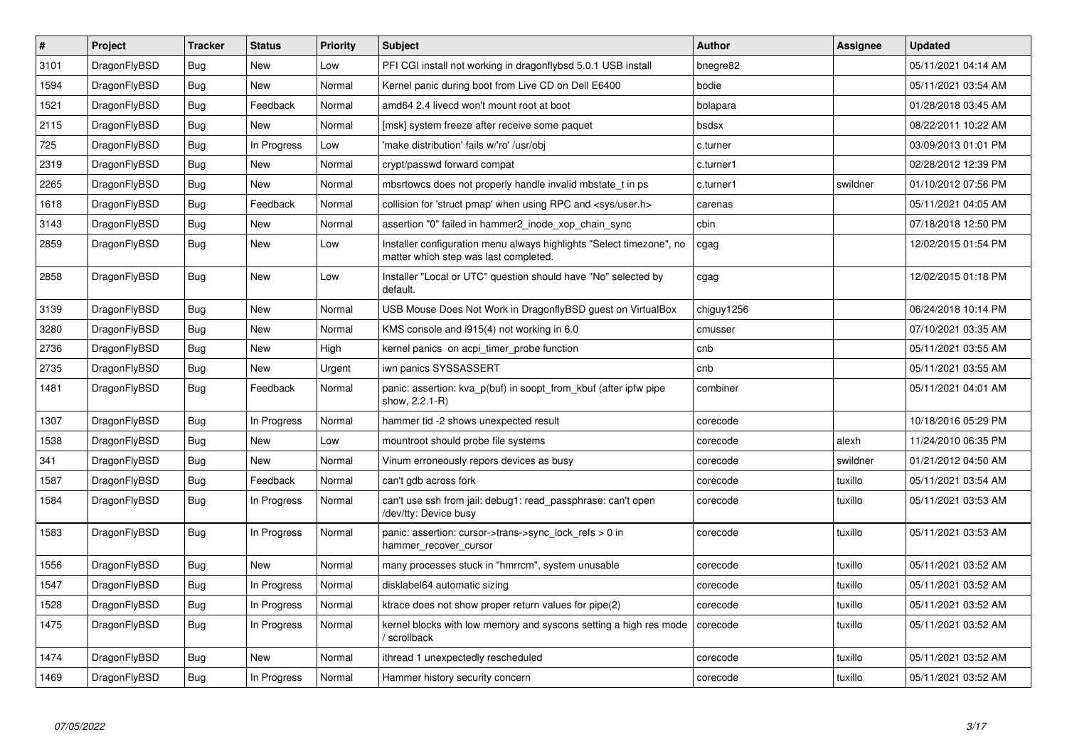| # | Project | Tracker | Status | Priority | Subject | Author | Assignee | Updated |
|---|---|---|---|---|---|---|---|---|
| 3101 | DragonFlyBSD | Bug | New | Low | PFI CGI install not working in dragonflybsd 5.0.1 USB install | bnegre82 | | 05/11/2021 04:14 AM |
| 1594 | DragonFlyBSD | Bug | New | Normal | Kernel panic during boot from Live CD on Dell E6400 | bodie | | 05/11/2021 03:54 AM |
| 1521 | DragonFlyBSD | Bug | Feedback | Normal | amd64 2.4 livecd won't mount root at boot | bolapara | | 01/28/2018 03:45 AM |
| 2115 | DragonFlyBSD | Bug | New | Normal | [msk] system freeze after receive some paquet | bsdsx | | 08/22/2011 10:22 AM |
| 725 | DragonFlyBSD | Bug | In Progress | Low | 'make distribution' fails w/'ro' /usr/obj | c.turner | | 03/09/2013 01:01 PM |
| 2319 | DragonFlyBSD | Bug | New | Normal | crypt/passwd forward compat | c.turner1 | | 02/28/2012 12:39 PM |
| 2265 | DragonFlyBSD | Bug | New | Normal | mbsrtowcs does not properly handle invalid mbstate_t in ps | c.turner1 | swildner | 01/10/2012 07:56 PM |
| 1618 | DragonFlyBSD | Bug | Feedback | Normal | collision for 'struct pmap' when using RPC and <sys/user.h> | carenas | | 05/11/2021 04:05 AM |
| 3143 | DragonFlyBSD | Bug | New | Normal | assertion "0" failed in hammer2_inode_xop_chain_sync | cbin | | 07/18/2018 12:50 PM |
| 2859 | DragonFlyBSD | Bug | New | Low | Installer configuration menu always highlights "Select timezone", no matter which step was last completed. | cgag | | 12/02/2015 01:54 PM |
| 2858 | DragonFlyBSD | Bug | New | Low | Installer "Local or UTC" question should have "No" selected by default. | cgag | | 12/02/2015 01:18 PM |
| 3139 | DragonFlyBSD | Bug | New | Normal | USB Mouse Does Not Work in DragonflyBSD guest on VirtualBox | chiguy1256 | | 06/24/2018 10:14 PM |
| 3280 | DragonFlyBSD | Bug | New | Normal | KMS console and i915(4) not working in 6.0 | cmusser | | 07/10/2021 03:35 AM |
| 2736 | DragonFlyBSD | Bug | New | High | kernel panics on acpi_timer_probe function | cnb | | 05/11/2021 03:55 AM |
| 2735 | DragonFlyBSD | Bug | New | Urgent | iwn panics SYSSASSERT | cnb | | 05/11/2021 03:55 AM |
| 1481 | DragonFlyBSD | Bug | Feedback | Normal | panic: assertion: kva_p(buf) in soopt_from_kbuf (after ipfw pipe show, 2.2.1-R) | combiner | | 05/11/2021 04:01 AM |
| 1307 | DragonFlyBSD | Bug | In Progress | Normal | hammer tid -2 shows unexpected result | corecode | | 10/18/2016 05:29 PM |
| 1538 | DragonFlyBSD | Bug | New | Low | mountroot should probe file systems | corecode | alexh | 11/24/2010 06:35 PM |
| 341 | DragonFlyBSD | Bug | New | Normal | Vinum erroneously repors devices as busy | corecode | swildner | 01/21/2012 04:50 AM |
| 1587 | DragonFlyBSD | Bug | Feedback | Normal | can't gdb across fork | corecode | tuxillo | 05/11/2021 03:54 AM |
| 1584 | DragonFlyBSD | Bug | In Progress | Normal | can't use ssh from jail: debug1: read_passphrase: can't open /dev/tty: Device busy | corecode | tuxillo | 05/11/2021 03:53 AM |
| 1583 | DragonFlyBSD | Bug | In Progress | Normal | panic: assertion: cursor->trans->sync_lock_refs > 0 in hammer_recover_cursor | corecode | tuxillo | 05/11/2021 03:53 AM |
| 1556 | DragonFlyBSD | Bug | New | Normal | many processes stuck in "hmrrcm", system unusable | corecode | tuxillo | 05/11/2021 03:52 AM |
| 1547 | DragonFlyBSD | Bug | In Progress | Normal | disklabel64 automatic sizing | corecode | tuxillo | 05/11/2021 03:52 AM |
| 1528 | DragonFlyBSD | Bug | In Progress | Normal | ktrace does not show proper return values for pipe(2) | corecode | tuxillo | 05/11/2021 03:52 AM |
| 1475 | DragonFlyBSD | Bug | In Progress | Normal | kernel blocks with low memory and syscons setting a high res mode / scrollback | corecode | tuxillo | 05/11/2021 03:52 AM |
| 1474 | DragonFlyBSD | Bug | New | Normal | ithread 1 unexpectedly rescheduled | corecode | tuxillo | 05/11/2021 03:52 AM |
| 1469 | DragonFlyBSD | Bug | In Progress | Normal | Hammer history security concern | corecode | tuxillo | 05/11/2021 03:52 AM |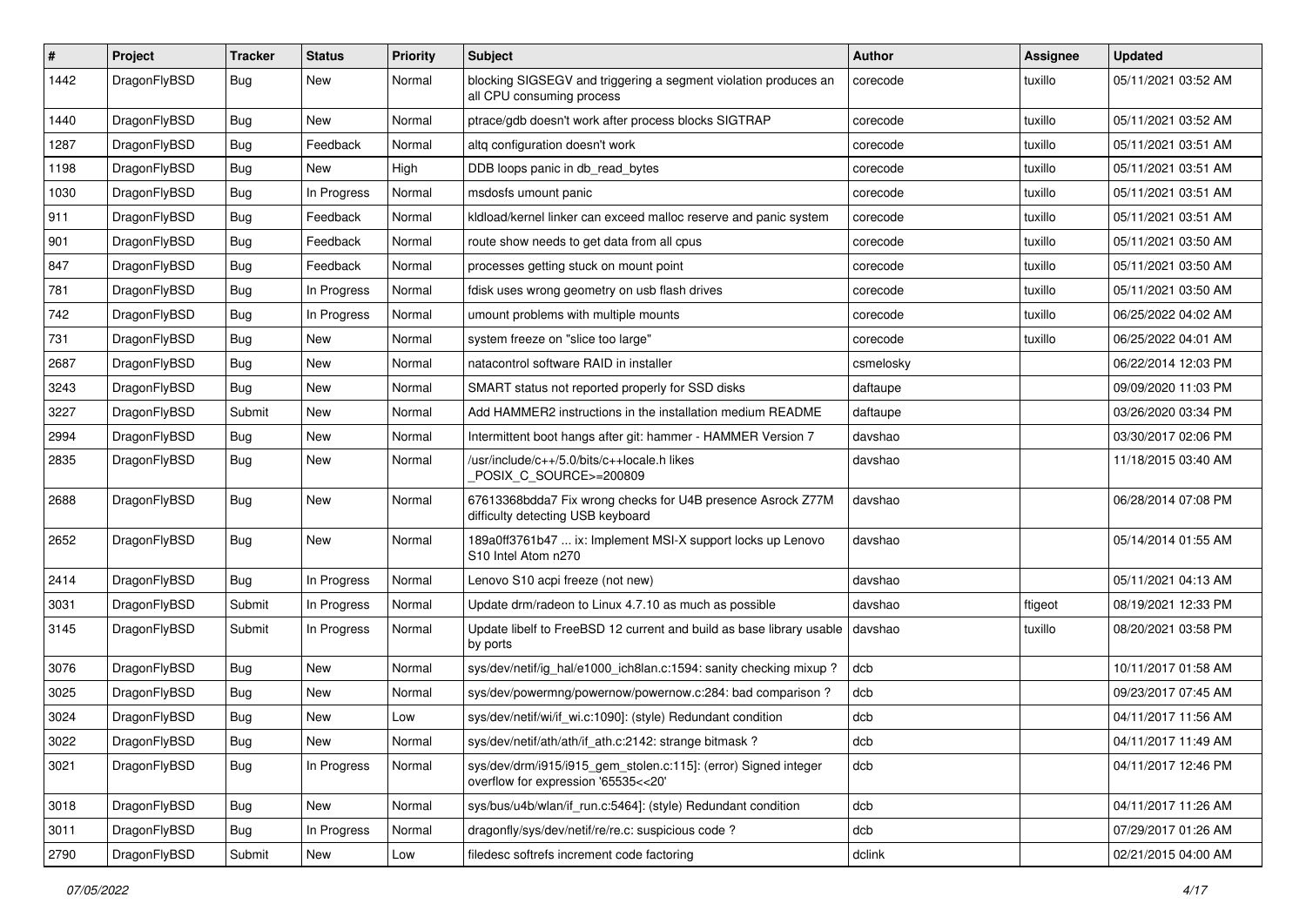| # | Project | Tracker | Status | Priority | Subject | Author | Assignee | Updated |
|---|---|---|---|---|---|---|---|---|
| 1442 | DragonFlyBSD | Bug | New | Normal | blocking SIGSEGV and triggering a segment violation produces an all CPU consuming process | corecode | tuxillo | 05/11/2021 03:52 AM |
| 1440 | DragonFlyBSD | Bug | New | Normal | ptrace/gdb doesn't work after process blocks SIGTRAP | corecode | tuxillo | 05/11/2021 03:52 AM |
| 1287 | DragonFlyBSD | Bug | Feedback | Normal | altq configuration doesn't work | corecode | tuxillo | 05/11/2021 03:51 AM |
| 1198 | DragonFlyBSD | Bug | New | High | DDB loops panic in db_read_bytes | corecode | tuxillo | 05/11/2021 03:51 AM |
| 1030 | DragonFlyBSD | Bug | In Progress | Normal | msdosfs umount panic | corecode | tuxillo | 05/11/2021 03:51 AM |
| 911 | DragonFlyBSD | Bug | Feedback | Normal | kldload/kernel linker can exceed malloc reserve and panic system | corecode | tuxillo | 05/11/2021 03:51 AM |
| 901 | DragonFlyBSD | Bug | Feedback | Normal | route show needs to get data from all cpus | corecode | tuxillo | 05/11/2021 03:50 AM |
| 847 | DragonFlyBSD | Bug | Feedback | Normal | processes getting stuck on mount point | corecode | tuxillo | 05/11/2021 03:50 AM |
| 781 | DragonFlyBSD | Bug | In Progress | Normal | fdisk uses wrong geometry on usb flash drives | corecode | tuxillo | 05/11/2021 03:50 AM |
| 742 | DragonFlyBSD | Bug | In Progress | Normal | umount problems with multiple mounts | corecode | tuxillo | 06/25/2022 04:02 AM |
| 731 | DragonFlyBSD | Bug | New | Normal | system freeze on "slice too large" | corecode | tuxillo | 06/25/2022 04:01 AM |
| 2687 | DragonFlyBSD | Bug | New | Normal | natacontrol software RAID in installer | csmelosky | | 06/22/2014 12:03 PM |
| 3243 | DragonFlyBSD | Bug | New | Normal | SMART status not reported properly for SSD disks | daftaupe | | 09/09/2020 11:03 PM |
| 3227 | DragonFlyBSD | Submit | New | Normal | Add HAMMER2 instructions in the installation medium README | daftaupe | | 03/26/2020 03:34 PM |
| 2994 | DragonFlyBSD | Bug | New | Normal | Intermittent boot hangs after git: hammer - HAMMER Version 7 | davshao | | 03/30/2017 02:06 PM |
| 2835 | DragonFlyBSD | Bug | New | Normal | /usr/include/c++/5.0/bits/c++locale.h likes _POSIX_C_SOURCE>=200809 | davshao | | 11/18/2015 03:40 AM |
| 2688 | DragonFlyBSD | Bug | New | Normal | 67613368bdda7 Fix wrong checks for U4B presence Asrock Z77M difficulty detecting USB keyboard | davshao | | 06/28/2014 07:08 PM |
| 2652 | DragonFlyBSD | Bug | New | Normal | 189a0ff3761b47 ... ix: Implement MSI-X support locks up Lenovo S10 Intel Atom n270 | davshao | | 05/14/2014 01:55 AM |
| 2414 | DragonFlyBSD | Bug | In Progress | Normal | Lenovo S10 acpi freeze (not new) | davshao | | 05/11/2021 04:13 AM |
| 3031 | DragonFlyBSD | Submit | In Progress | Normal | Update drm/radeon to Linux 4.7.10 as much as possible | davshao | ftigeot | 08/19/2021 12:33 PM |
| 3145 | DragonFlyBSD | Submit | In Progress | Normal | Update libelf to FreeBSD 12 current and build as base library usable by ports | davshao | tuxillo | 08/20/2021 03:58 PM |
| 3076 | DragonFlyBSD | Bug | New | Normal | sys/dev/netif/ig_hal/e1000_ich8lan.c:1594: sanity checking mixup ? | dcb | | 10/11/2017 01:58 AM |
| 3025 | DragonFlyBSD | Bug | New | Normal | sys/dev/powermng/powernow/powernow.c:284: bad comparison ? | dcb | | 09/23/2017 07:45 AM |
| 3024 | DragonFlyBSD | Bug | New | Low | sys/dev/netif/wi/if_wi.c:1090]: (style) Redundant condition | dcb | | 04/11/2017 11:56 AM |
| 3022 | DragonFlyBSD | Bug | New | Normal | sys/dev/netif/ath/ath/if_ath.c:2142: strange bitmask ? | dcb | | 04/11/2017 11:49 AM |
| 3021 | DragonFlyBSD | Bug | In Progress | Normal | sys/dev/drm/i915/i915_gem_stolen.c:115]: (error) Signed integer overflow for expression '65535<<20' | dcb | | 04/11/2017 12:46 PM |
| 3018 | DragonFlyBSD | Bug | New | Normal | sys/bus/u4b/wlan/if_run.c:5464]: (style) Redundant condition | dcb | | 04/11/2017 11:26 AM |
| 3011 | DragonFlyBSD | Bug | In Progress | Normal | dragonfly/sys/dev/netif/re/re.c: suspicious code ? | dcb | | 07/29/2017 01:26 AM |
| 2790 | DragonFlyBSD | Submit | New | Low | filedesc softrefs increment code factoring | dclink | | 02/21/2015 04:00 AM |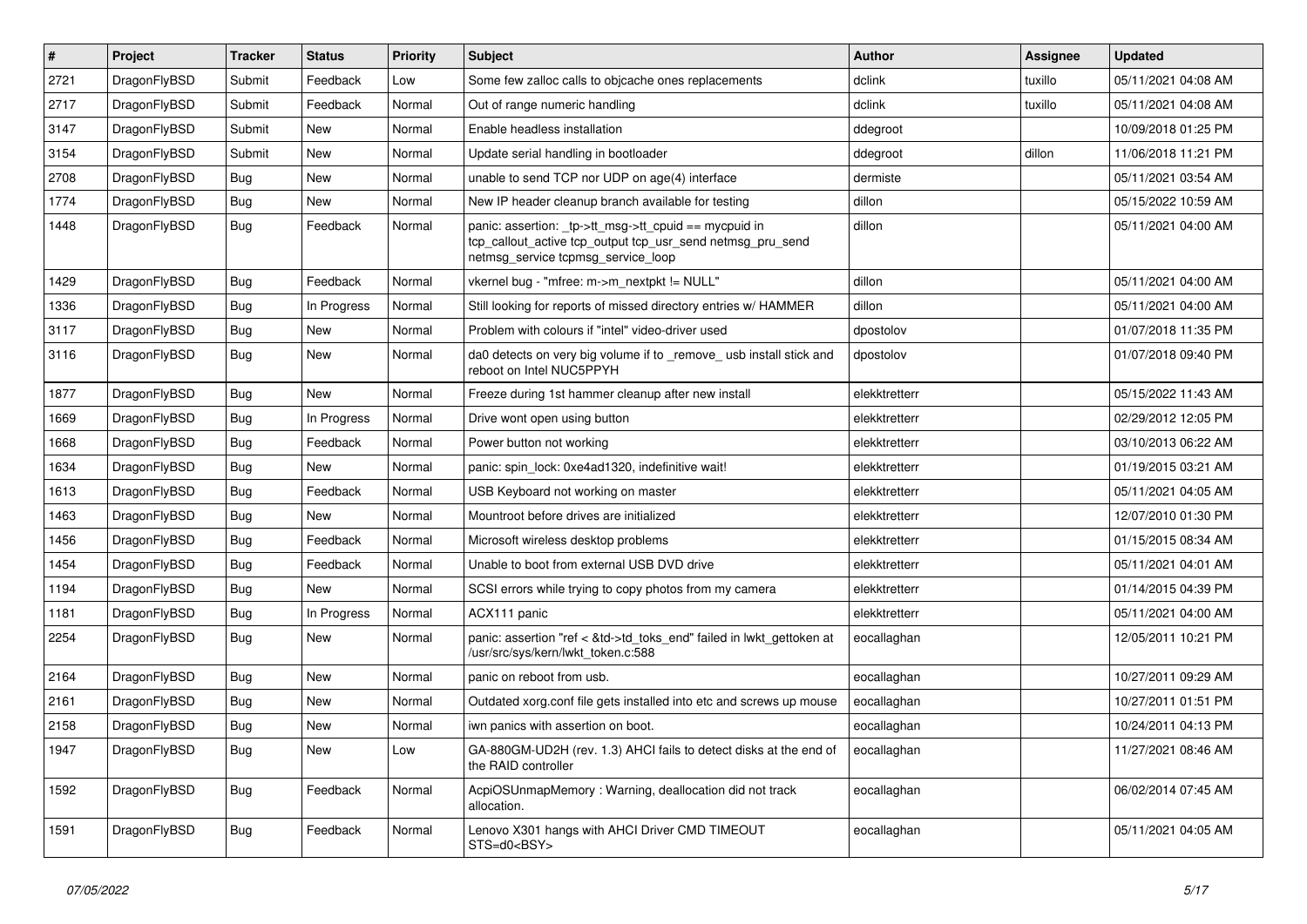| # | Project | Tracker | Status | Priority | Subject | Author | Assignee | Updated |
|---|---|---|---|---|---|---|---|---|
| 2721 | DragonFlyBSD | Submit | Feedback | Low | Some few zalloc calls to objcache ones replacements | dclink | tuxillo | 05/11/2021 04:08 AM |
| 2717 | DragonFlyBSD | Submit | Feedback | Normal | Out of range numeric handling | dclink | tuxillo | 05/11/2021 04:08 AM |
| 3147 | DragonFlyBSD | Submit | New | Normal | Enable headless installation | ddegroot | | 10/09/2018 01:25 PM |
| 3154 | DragonFlyBSD | Submit | New | Normal | Update serial handling in bootloader | ddegroot | dillon | 11/06/2018 11:21 PM |
| 2708 | DragonFlyBSD | Bug | New | Normal | unable to send TCP nor UDP on age(4) interface | dermiste | | 05/11/2021 03:54 AM |
| 1774 | DragonFlyBSD | Bug | New | Normal | New IP header cleanup branch available for testing | dillon | | 05/15/2022 10:59 AM |
| 1448 | DragonFlyBSD | Bug | Feedback | Normal | panic: assertion: _tp->tt_msg->tt_cpuid == mycpuid in tcp_callout_active tcp_output tcp_usr_send netmsg_pru_send netmsg_service tcpmsg_service_loop | dillon | | 05/11/2021 04:00 AM |
| 1429 | DragonFlyBSD | Bug | Feedback | Normal | vkernel bug - "mfree: m->m_nextpkt != NULL" | dillon | | 05/11/2021 04:00 AM |
| 1336 | DragonFlyBSD | Bug | In Progress | Normal | Still looking for reports of missed directory entries w/ HAMMER | dillon | | 05/11/2021 04:00 AM |
| 3117 | DragonFlyBSD | Bug | New | Normal | Problem with colours if "intel" video-driver used | dpostolov | | 01/07/2018 11:35 PM |
| 3116 | DragonFlyBSD | Bug | New | Normal | da0 detects on very big volume if to _remove_ usb install stick and reboot on Intel NUC5PPYH | dpostolov | | 01/07/2018 09:40 PM |
| 1877 | DragonFlyBSD | Bug | New | Normal | Freeze during 1st hammer cleanup after new install | elekktretterr | | 05/15/2022 11:43 AM |
| 1669 | DragonFlyBSD | Bug | In Progress | Normal | Drive wont open using button | elekktretterr | | 02/29/2012 12:05 PM |
| 1668 | DragonFlyBSD | Bug | Feedback | Normal | Power button not working | elekktretterr | | 03/10/2013 06:22 AM |
| 1634 | DragonFlyBSD | Bug | New | Normal | panic: spin_lock: 0xe4ad1320, indefinitive wait! | elekktretterr | | 01/19/2015 03:21 AM |
| 1613 | DragonFlyBSD | Bug | Feedback | Normal | USB Keyboard not working on master | elekktretterr | | 05/11/2021 04:05 AM |
| 1463 | DragonFlyBSD | Bug | New | Normal | Mountroot before drives are initialized | elekktretterr | | 12/07/2010 01:30 PM |
| 1456 | DragonFlyBSD | Bug | Feedback | Normal | Microsoft wireless desktop problems | elekktretterr | | 01/15/2015 08:34 AM |
| 1454 | DragonFlyBSD | Bug | Feedback | Normal | Unable to boot from external USB DVD drive | elekktretterr | | 05/11/2021 04:01 AM |
| 1194 | DragonFlyBSD | Bug | New | Normal | SCSI errors while trying to copy photos from my camera | elekktretterr | | 01/14/2015 04:39 PM |
| 1181 | DragonFlyBSD | Bug | In Progress | Normal | ACX111 panic | elekktretterr | | 05/11/2021 04:00 AM |
| 2254 | DragonFlyBSD | Bug | New | Normal | panic: assertion "ref < &td->td_toks_end" failed in lwkt_gettoken at /usr/src/sys/kern/lwkt_token.c:588 | eocallaghan | | 12/05/2011 10:21 PM |
| 2164 | DragonFlyBSD | Bug | New | Normal | panic on reboot from usb. | eocallaghan | | 10/27/2011 09:29 AM |
| 2161 | DragonFlyBSD | Bug | New | Normal | Outdated xorg.conf file gets installed into etc and screws up mouse | eocallaghan | | 10/27/2011 01:51 PM |
| 2158 | DragonFlyBSD | Bug | New | Normal | iwn panics with assertion on boot. | eocallaghan | | 10/24/2011 04:13 PM |
| 1947 | DragonFlyBSD | Bug | New | Low | GA-880GM-UD2H (rev. 1.3) AHCI fails to detect disks at the end of the RAID controller | eocallaghan | | 11/27/2021 08:46 AM |
| 1592 | DragonFlyBSD | Bug | Feedback | Normal | AcpiOSUnmapMemory : Warning, deallocation did not track allocation. | eocallaghan | | 06/02/2014 07:45 AM |
| 1591 | DragonFlyBSD | Bug | Feedback | Normal | Lenovo X301 hangs with AHCI Driver CMD TIMEOUT STS=d0<BSY> | eocallaghan | | 05/11/2021 04:05 AM |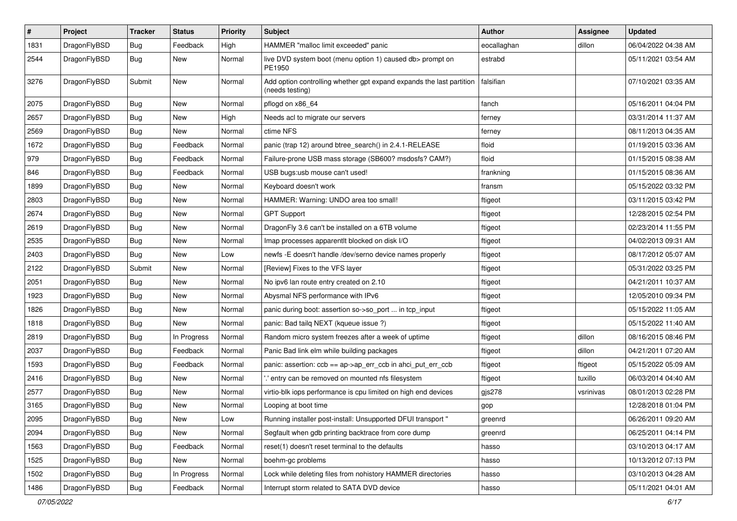| # | Project | Tracker | Status | Priority | Subject | Author | Assignee | Updated |
|---|---|---|---|---|---|---|---|---|
| 1831 | DragonFlyBSD | Bug | Feedback | High | HAMMER "malloc limit exceeded" panic | eocallaghan | dillon | 06/04/2022 04:38 AM |
| 2544 | DragonFlyBSD | Bug | New | Normal | live DVD system boot (menu option 1) caused db> prompt on PE1950 | estrabd | | 05/11/2021 03:54 AM |
| 3276 | DragonFlyBSD | Submit | New | Normal | Add option controlling whether gpt expand expands the last partition (needs testing) | falsifian | | 07/10/2021 03:35 AM |
| 2075 | DragonFlyBSD | Bug | New | Normal | pflogd on x86_64 | fanch | | 05/16/2011 04:04 PM |
| 2657 | DragonFlyBSD | Bug | New | High | Needs acl to migrate our servers | ferney | | 03/31/2014 11:37 AM |
| 2569 | DragonFlyBSD | Bug | New | Normal | ctime NFS | ferney | | 08/11/2013 04:35 AM |
| 1672 | DragonFlyBSD | Bug | Feedback | Normal | panic (trap 12) around btree_search() in 2.4.1-RELEASE | floid | | 01/19/2015 03:36 AM |
| 979 | DragonFlyBSD | Bug | Feedback | Normal | Failure-prone USB mass storage (SB600? msdosfs? CAM?) | floid | | 01/15/2015 08:38 AM |
| 846 | DragonFlyBSD | Bug | Feedback | Normal | USB bugs:usb mouse can't used! | frankning | | 01/15/2015 08:36 AM |
| 1899 | DragonFlyBSD | Bug | New | Normal | Keyboard doesn't work | fransm | | 05/15/2022 03:32 PM |
| 2803 | DragonFlyBSD | Bug | New | Normal | HAMMER: Warning: UNDO area too small! | ftigeot | | 03/11/2015 03:42 PM |
| 2674 | DragonFlyBSD | Bug | New | Normal | GPT Support | ftigeot | | 12/28/2015 02:54 PM |
| 2619 | DragonFlyBSD | Bug | New | Normal | DragonFly 3.6 can't be installed on a 6TB volume | ftigeot | | 02/23/2014 11:55 PM |
| 2535 | DragonFlyBSD | Bug | New | Normal | Imap processes apparentlt blocked on disk I/O | ftigeot | | 04/02/2013 09:31 AM |
| 2403 | DragonFlyBSD | Bug | New | Low | newfs -E doesn't handle /dev/serno device names properly | ftigeot | | 08/17/2012 05:07 AM |
| 2122 | DragonFlyBSD | Submit | New | Normal | [Review] Fixes to the VFS layer | ftigeot | | 05/31/2022 03:25 PM |
| 2051 | DragonFlyBSD | Bug | New | Normal | No ipv6 lan route entry created on 2.10 | ftigeot | | 04/21/2011 10:37 AM |
| 1923 | DragonFlyBSD | Bug | New | Normal | Abysmal NFS performance with IPv6 | ftigeot | | 12/05/2010 09:34 PM |
| 1826 | DragonFlyBSD | Bug | New | Normal | panic during boot: assertion so->so_port ... in tcp_input | ftigeot | | 05/15/2022 11:05 AM |
| 1818 | DragonFlyBSD | Bug | New | Normal | panic: Bad tailq NEXT (kqueue issue ?) | ftigeot | | 05/15/2022 11:40 AM |
| 2819 | DragonFlyBSD | Bug | In Progress | Normal | Random micro system freezes after a week of uptime | ftigeot | dillon | 08/16/2015 08:46 PM |
| 2037 | DragonFlyBSD | Bug | Feedback | Normal | Panic Bad link elm while building packages | ftigeot | dillon | 04/21/2011 07:20 AM |
| 1593 | DragonFlyBSD | Bug | Feedback | Normal | panic: assertion: ccb == ap->ap_err_ccb in ahci_put_err_ccb | ftigeot | ftigeot | 05/15/2022 05:09 AM |
| 2416 | DragonFlyBSD | Bug | New | Normal | '.' entry can be removed on mounted nfs filesystem | ftigeot | tuxillo | 06/03/2014 04:40 AM |
| 2577 | DragonFlyBSD | Bug | New | Normal | virtio-blk iops performance is cpu limited on high end devices | gjs278 | vsrinivas | 08/01/2013 02:28 PM |
| 3165 | DragonFlyBSD | Bug | New | Normal | Looping at boot time | gop | | 12/28/2018 01:04 PM |
| 2095 | DragonFlyBSD | Bug | New | Low | Running installer post-install: Unsupported DFUI transport " | greenrd | | 06/26/2011 09:20 AM |
| 2094 | DragonFlyBSD | Bug | New | Normal | Segfault when gdb printing backtrace from core dump | greenrd | | 06/25/2011 04:14 PM |
| 1563 | DragonFlyBSD | Bug | Feedback | Normal | reset(1) doesn't reset terminal to the defaults | hasso | | 03/10/2013 04:17 AM |
| 1525 | DragonFlyBSD | Bug | New | Normal | boehm-gc problems | hasso | | 10/13/2012 07:13 PM |
| 1502 | DragonFlyBSD | Bug | In Progress | Normal | Lock while deleting files from nohistory HAMMER directories | hasso | | 03/10/2013 04:28 AM |
| 1486 | DragonFlyBSD | Bug | Feedback | Normal | Interrupt storm related to SATA DVD device | hasso | | 05/11/2021 04:01 AM |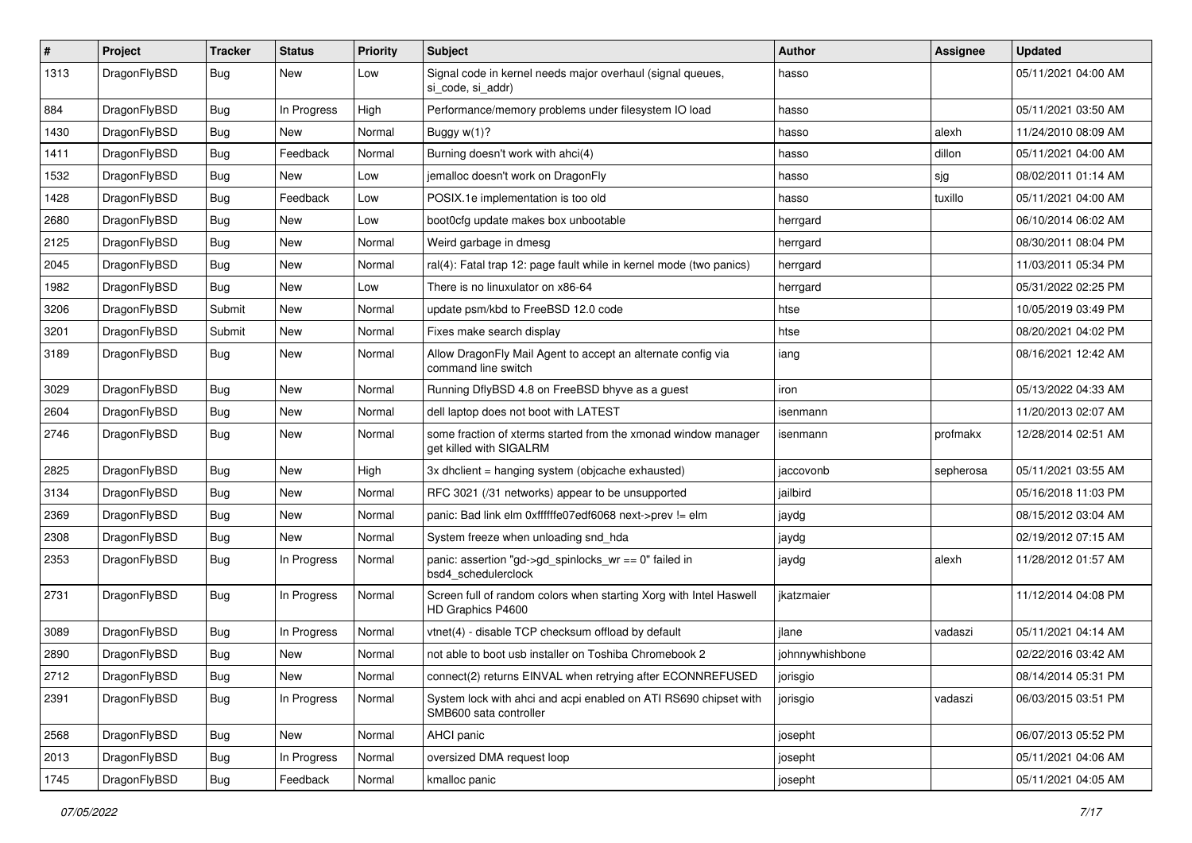| # | Project | Tracker | Status | Priority | Subject | Author | Assignee | Updated |
|---|---|---|---|---|---|---|---|---|
| 1313 | DragonFlyBSD | Bug | New | Low | Signal code in kernel needs major overhaul (signal queues, si_code, si_addr) | hasso | | 05/11/2021 04:00 AM |
| 884 | DragonFlyBSD | Bug | In Progress | High | Performance/memory problems under filesystem IO load | hasso | | 05/11/2021 03:50 AM |
| 1430 | DragonFlyBSD | Bug | New | Normal | Buggy w(1)? | hasso | alexh | 11/24/2010 08:09 AM |
| 1411 | DragonFlyBSD | Bug | Feedback | Normal | Burning doesn't work with ahci(4) | hasso | dillon | 05/11/2021 04:00 AM |
| 1532 | DragonFlyBSD | Bug | New | Low | jemalloc doesn't work on DragonFly | hasso | sjg | 08/02/2011 01:14 AM |
| 1428 | DragonFlyBSD | Bug | Feedback | Low | POSIX.1e implementation is too old | hasso | tuxillo | 05/11/2021 04:00 AM |
| 2680 | DragonFlyBSD | Bug | New | Low | boot0cfg update makes box unbootable | herrgard | | 06/10/2014 06:02 AM |
| 2125 | DragonFlyBSD | Bug | New | Normal | Weird garbage in dmesg | herrgard | | 08/30/2011 08:04 PM |
| 2045 | DragonFlyBSD | Bug | New | Normal | ral(4): Fatal trap 12: page fault while in kernel mode (two panics) | herrgard | | 11/03/2011 05:34 PM |
| 1982 | DragonFlyBSD | Bug | New | Low | There is no linuxulator on x86-64 | herrgard | | 05/31/2022 02:25 PM |
| 3206 | DragonFlyBSD | Submit | New | Normal | update psm/kbd to FreeBSD 12.0 code | htse | | 10/05/2019 03:49 PM |
| 3201 | DragonFlyBSD | Submit | New | Normal | Fixes make search display | htse | | 08/20/2021 04:02 PM |
| 3189 | DragonFlyBSD | Bug | New | Normal | Allow DragonFly Mail Agent to accept an alternate config via command line switch | iang | | 08/16/2021 12:42 AM |
| 3029 | DragonFlyBSD | Bug | New | Normal | Running DflyBSD 4.8 on FreeBSD bhyve as a guest | iron | | 05/13/2022 04:33 AM |
| 2604 | DragonFlyBSD | Bug | New | Normal | dell laptop does not boot with LATEST | isenmann | | 11/20/2013 02:07 AM |
| 2746 | DragonFlyBSD | Bug | New | Normal | some fraction of xterms started from the xmonad window manager get killed with SIGALRM | isenmann | profmakx | 12/28/2014 02:51 AM |
| 2825 | DragonFlyBSD | Bug | New | High | 3x dhclient = hanging system (objcache exhausted) | jaccovonb | sepherosa | 05/11/2021 03:55 AM |
| 3134 | DragonFlyBSD | Bug | New | Normal | RFC 3021 (/31 networks) appear to be unsupported | jailbird | | 05/16/2018 11:03 PM |
| 2369 | DragonFlyBSD | Bug | New | Normal | panic: Bad link elm 0xffffffe07edf6068 next->prev != elm | jaydg | | 08/15/2012 03:04 AM |
| 2308 | DragonFlyBSD | Bug | New | Normal | System freeze when unloading snd_hda | jaydg | | 02/19/2012 07:15 AM |
| 2353 | DragonFlyBSD | Bug | In Progress | Normal | panic: assertion "gd->gd_spinlocks_wr == 0" failed in bsd4_schedulerclock | jaydg | alexh | 11/28/2012 01:57 AM |
| 2731 | DragonFlyBSD | Bug | In Progress | Normal | Screen full of random colors when starting Xorg with Intel Haswell HD Graphics P4600 | jkatzmaier | | 11/12/2014 04:08 PM |
| 3089 | DragonFlyBSD | Bug | In Progress | Normal | vtnet(4) - disable TCP checksum offload by default | jlane | vadaszi | 05/11/2021 04:14 AM |
| 2890 | DragonFlyBSD | Bug | New | Normal | not able to boot usb installer on Toshiba Chromebook 2 | johnnywhishbone | | 02/22/2016 03:42 AM |
| 2712 | DragonFlyBSD | Bug | New | Normal | connect(2) returns EINVAL when retrying after ECONNREFUSED | jorisgio | | 08/14/2014 05:31 PM |
| 2391 | DragonFlyBSD | Bug | In Progress | Normal | System lock with ahci and acpi enabled on ATI RS690 chipset with SMB600 sata controller | jorisgio | vadaszi | 06/03/2015 03:51 PM |
| 2568 | DragonFlyBSD | Bug | New | Normal | AHCI panic | josepht | | 06/07/2013 05:52 PM |
| 2013 | DragonFlyBSD | Bug | In Progress | Normal | oversized DMA request loop | josepht | | 05/11/2021 04:06 AM |
| 1745 | DragonFlyBSD | Bug | Feedback | Normal | kmalloc panic | josepht | | 05/11/2021 04:05 AM |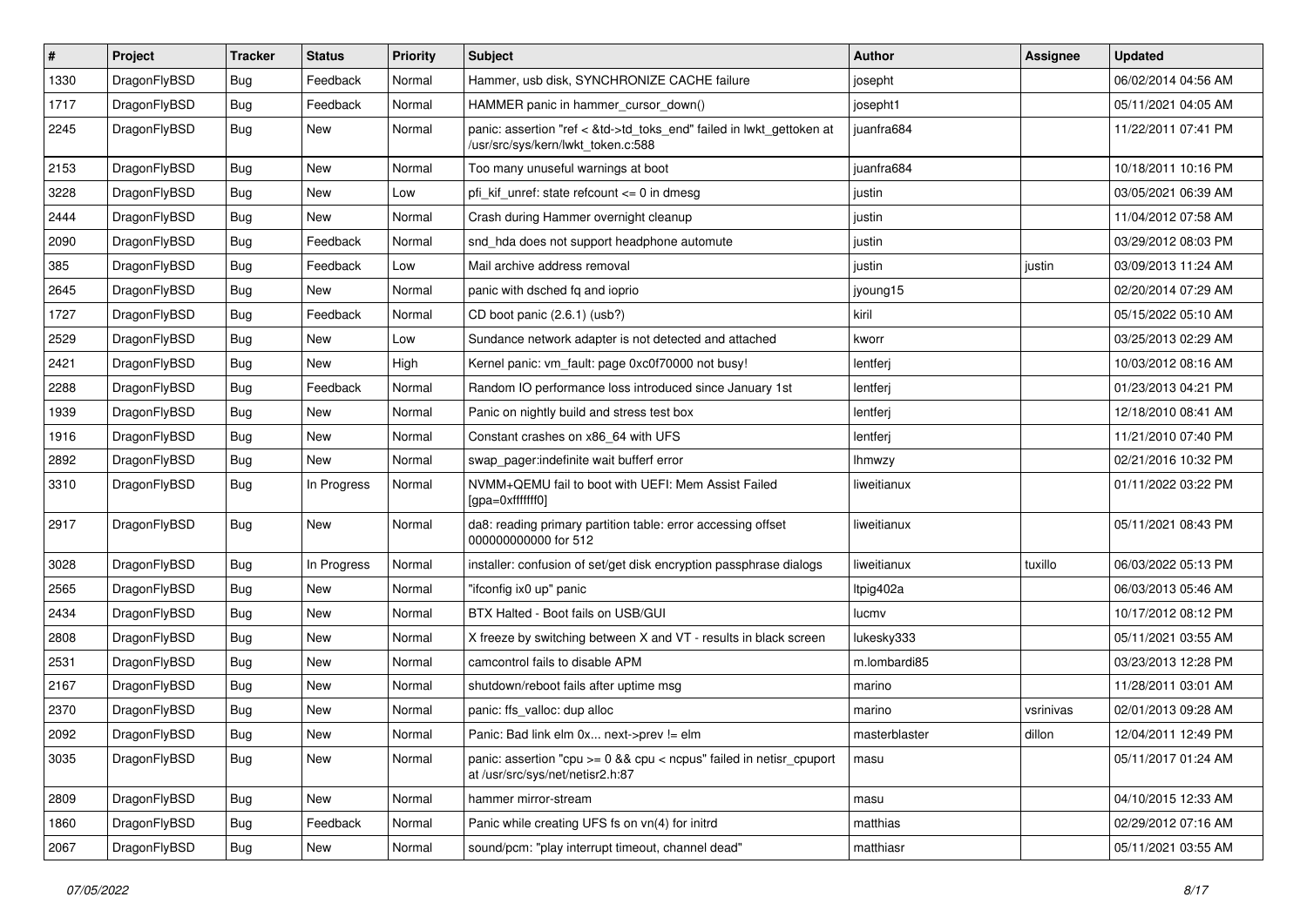| # | Project | Tracker | Status | Priority | Subject | Author | Assignee | Updated |
| --- | --- | --- | --- | --- | --- | --- | --- | --- |
| 1330 | DragonFlyBSD | Bug | Feedback | Normal | Hammer, usb disk, SYNCHRONIZE CACHE failure | josepht | | 06/02/2014 04:56 AM |
| 1717 | DragonFlyBSD | Bug | Feedback | Normal | HAMMER panic in hammer_cursor_down() | josepht1 | | 05/11/2021 04:05 AM |
| 2245 | DragonFlyBSD | Bug | New | Normal | panic: assertion "ref < &td->td_toks_end" failed in lwkt_gettoken at /usr/src/sys/kern/lwkt_token.c:588 | juanfra684 | | 11/22/2011 07:41 PM |
| 2153 | DragonFlyBSD | Bug | New | Normal | Too many unuseful warnings at boot | juanfra684 | | 10/18/2011 10:16 PM |
| 3228 | DragonFlyBSD | Bug | New | Low | pfi_kif_unref: state refcount <= 0 in dmesg | justin | | 03/05/2021 06:39 AM |
| 2444 | DragonFlyBSD | Bug | New | Normal | Crash during Hammer overnight cleanup | justin | | 11/04/2012 07:58 AM |
| 2090 | DragonFlyBSD | Bug | Feedback | Normal | snd_hda does not support headphone automute | justin | | 03/29/2012 08:03 PM |
| 385 | DragonFlyBSD | Bug | Feedback | Low | Mail archive address removal | justin | justin | 03/09/2013 11:24 AM |
| 2645 | DragonFlyBSD | Bug | New | Normal | panic with dsched fq and ioprio | jyoung15 | | 02/20/2014 07:29 AM |
| 1727 | DragonFlyBSD | Bug | Feedback | Normal | CD boot panic (2.6.1) (usb?) | kiril | | 05/15/2022 05:10 AM |
| 2529 | DragonFlyBSD | Bug | New | Low | Sundance network adapter is not detected and attached | kworr | | 03/25/2013 02:29 AM |
| 2421 | DragonFlyBSD | Bug | New | High | Kernel panic: vm_fault: page 0xc0f70000 not busy! | lentferj | | 10/03/2012 08:16 AM |
| 2288 | DragonFlyBSD | Bug | Feedback | Normal | Random IO performance loss introduced since January 1st | lentferj | | 01/23/2013 04:21 PM |
| 1939 | DragonFlyBSD | Bug | New | Normal | Panic on nightly build and stress test box | lentferj | | 12/18/2010 08:41 AM |
| 1916 | DragonFlyBSD | Bug | New | Normal | Constant crashes on x86_64 with UFS | lentferj | | 11/21/2010 07:40 PM |
| 2892 | DragonFlyBSD | Bug | New | Normal | swap_pager:indefinite wait bufferf error | lhmwzy | | 02/21/2016 10:32 PM |
| 3310 | DragonFlyBSD | Bug | In Progress | Normal | NVMM+QEMU fail to boot with UEFI: Mem Assist Failed [gpa=0xfffffff0] | liweitianux | | 01/11/2022 03:22 PM |
| 2917 | DragonFlyBSD | Bug | New | Normal | da8: reading primary partition table: error accessing offset 000000000000 for 512 | liweitianux | | 05/11/2021 08:43 PM |
| 3028 | DragonFlyBSD | Bug | In Progress | Normal | installer: confusion of set/get disk encryption passphrase dialogs | liweitianux | tuxillo | 06/03/2022 05:13 PM |
| 2565 | DragonFlyBSD | Bug | New | Normal | "ifconfig ix0 up" panic | ltpig402a | | 06/03/2013 05:46 AM |
| 2434 | DragonFlyBSD | Bug | New | Normal | BTX Halted - Boot fails on USB/GUI | lucmv | | 10/17/2012 08:12 PM |
| 2808 | DragonFlyBSD | Bug | New | Normal | X freeze by switching between X and VT - results in black screen | lukesky333 | | 05/11/2021 03:55 AM |
| 2531 | DragonFlyBSD | Bug | New | Normal | camcontrol fails to disable APM | m.lombardi85 | | 03/23/2013 12:28 PM |
| 2167 | DragonFlyBSD | Bug | New | Normal | shutdown/reboot fails after uptime msg | marino | | 11/28/2011 03:01 AM |
| 2370 | DragonFlyBSD | Bug | New | Normal | panic: ffs_valloc: dup alloc | marino | vsrinivas | 02/01/2013 09:28 AM |
| 2092 | DragonFlyBSD | Bug | New | Normal | Panic: Bad link elm 0x... next->prev != elm | masterblaster | dillon | 12/04/2011 12:49 PM |
| 3035 | DragonFlyBSD | Bug | New | Normal | panic: assertion "cpu >= 0 && cpu < ncpus" failed in netisr_cpuport at /usr/src/sys/net/netisr2.h:87 | masu | | 05/11/2017 01:24 AM |
| 2809 | DragonFlyBSD | Bug | New | Normal | hammer mirror-stream | masu | | 04/10/2015 12:33 AM |
| 1860 | DragonFlyBSD | Bug | Feedback | Normal | Panic while creating UFS fs on vn(4) for initrd | matthias | | 02/29/2012 07:16 AM |
| 2067 | DragonFlyBSD | Bug | New | Normal | sound/pcm: "play interrupt timeout, channel dead" | matthiasr | | 05/11/2021 03:55 AM |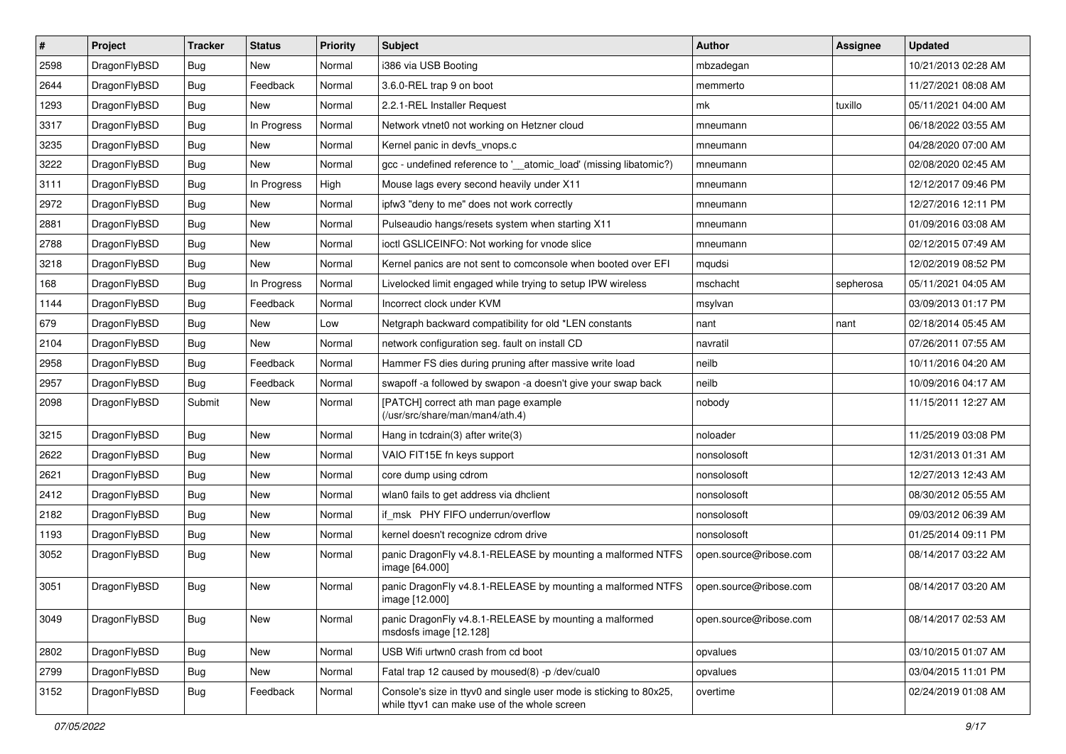| # | Project | Tracker | Status | Priority | Subject | Author | Assignee | Updated |
|---|---|---|---|---|---|---|---|---|
| 2598 | DragonFlyBSD | Bug | New | Normal | i386 via USB Booting | mbzadegan | | 10/21/2013 02:28 AM |
| 2644 | DragonFlyBSD | Bug | Feedback | Normal | 3.6.0-REL trap 9 on boot | memmerto | | 11/27/2021 08:08 AM |
| 1293 | DragonFlyBSD | Bug | New | Normal | 2.2.1-REL Installer Request | mk | tuxillo | 05/11/2021 04:00 AM |
| 3317 | DragonFlyBSD | Bug | In Progress | Normal | Network vtnet0 not working on Hetzner cloud | mneumann | | 06/18/2022 03:55 AM |
| 3235 | DragonFlyBSD | Bug | New | Normal | Kernel panic in devfs_vnops.c | mneumann | | 04/28/2020 07:00 AM |
| 3222 | DragonFlyBSD | Bug | New | Normal | gcc - undefined reference to '__atomic_load' (missing libatomic?) | mneumann | | 02/08/2020 02:45 AM |
| 3111 | DragonFlyBSD | Bug | In Progress | High | Mouse lags every second heavily under X11 | mneumann | | 12/12/2017 09:46 PM |
| 2972 | DragonFlyBSD | Bug | New | Normal | ipfw3 "deny to me" does not work correctly | mneumann | | 12/27/2016 12:11 PM |
| 2881 | DragonFlyBSD | Bug | New | Normal | Pulseaudio hangs/resets system when starting X11 | mneumann | | 01/09/2016 03:08 AM |
| 2788 | DragonFlyBSD | Bug | New | Normal | ioctl GSLICEINFO: Not working for vnode slice | mneumann | | 02/12/2015 07:49 AM |
| 3218 | DragonFlyBSD | Bug | New | Normal | Kernel panics are not sent to comconsole when booted over EFI | mqudsi | | 12/02/2019 08:52 PM |
| 168 | DragonFlyBSD | Bug | In Progress | Normal | Livelocked limit engaged while trying to setup IPW wireless | mschacht | sepherosa | 05/11/2021 04:05 AM |
| 1144 | DragonFlyBSD | Bug | Feedback | Normal | Incorrect clock under KVM | msylvan | | 03/09/2013 01:17 PM |
| 679 | DragonFlyBSD | Bug | New | Low | Netgraph backward compatibility for old *LEN constants | nant | nant | 02/18/2014 05:45 AM |
| 2104 | DragonFlyBSD | Bug | New | Normal | network configuration seg. fault on install CD | navratil | | 07/26/2011 07:55 AM |
| 2958 | DragonFlyBSD | Bug | Feedback | Normal | Hammer FS dies during pruning after massive write load | neilb | | 10/11/2016 04:20 AM |
| 2957 | DragonFlyBSD | Bug | Feedback | Normal | swapoff -a followed by swapon -a doesn't give your swap back | neilb | | 10/09/2016 04:17 AM |
| 2098 | DragonFlyBSD | Submit | New | Normal | [PATCH] correct ath man page example (/usr/src/share/man/man4/ath.4) | nobody | | 11/15/2011 12:27 AM |
| 3215 | DragonFlyBSD | Bug | New | Normal | Hang in tcdrain(3) after write(3) | noloader | | 11/25/2019 03:08 PM |
| 2622 | DragonFlyBSD | Bug | New | Normal | VAIO FIT15E fn keys support | nonsolosoft | | 12/31/2013 01:31 AM |
| 2621 | DragonFlyBSD | Bug | New | Normal | core dump using cdrom | nonsolosoft | | 12/27/2013 12:43 AM |
| 2412 | DragonFlyBSD | Bug | New | Normal | wlan0 fails to get address via dhclient | nonsolosoft | | 08/30/2012 05:55 AM |
| 2182 | DragonFlyBSD | Bug | New | Normal | if_msk PHY FIFO underrun/overflow | nonsolosoft | | 09/03/2012 06:39 AM |
| 1193 | DragonFlyBSD | Bug | New | Normal | kernel doesn't recognize cdrom drive | nonsolosoft | | 01/25/2014 09:11 PM |
| 3052 | DragonFlyBSD | Bug | New | Normal | panic DragonFly v4.8.1-RELEASE by mounting a malformed NTFS image [64.000] | open.source@ribose.com | | 08/14/2017 03:22 AM |
| 3051 | DragonFlyBSD | Bug | New | Normal | panic DragonFly v4.8.1-RELEASE by mounting a malformed NTFS image [12.000] | open.source@ribose.com | | 08/14/2017 03:20 AM |
| 3049 | DragonFlyBSD | Bug | New | Normal | panic DragonFly v4.8.1-RELEASE by mounting a malformed msdosfs image [12.128] | open.source@ribose.com | | 08/14/2017 02:53 AM |
| 2802 | DragonFlyBSD | Bug | New | Normal | USB Wifi urtwn0 crash from cd boot | opvalues | | 03/10/2015 01:07 AM |
| 2799 | DragonFlyBSD | Bug | New | Normal | Fatal trap 12 caused by moused(8) -p /dev/cual0 | opvalues | | 03/04/2015 11:01 PM |
| 3152 | DragonFlyBSD | Bug | Feedback | Normal | Console's size in ttyv0 and single user mode is sticking to 80x25, while ttyv1 can make use of the whole screen | overtime | | 02/24/2019 01:08 AM |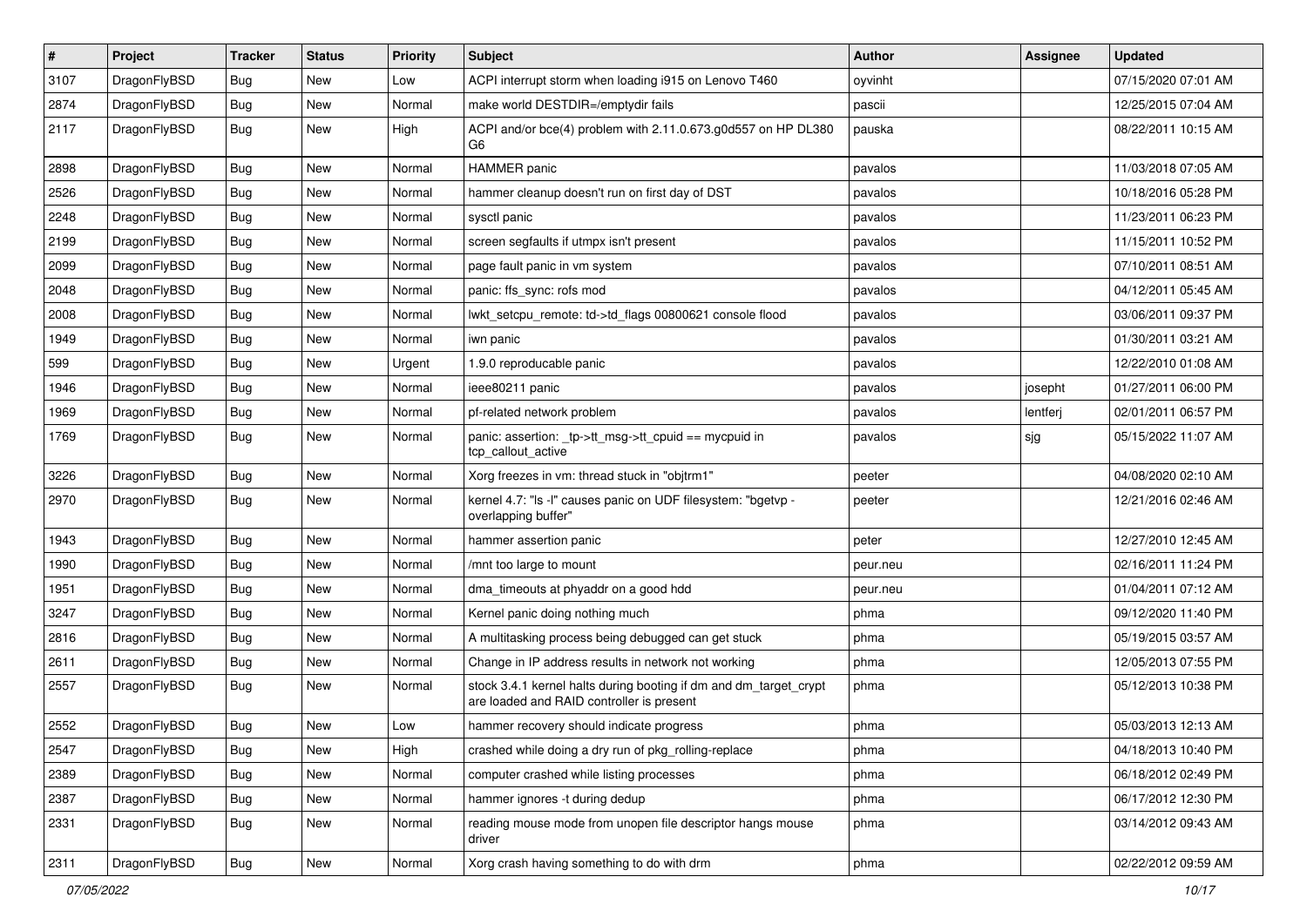| # | Project | Tracker | Status | Priority | Subject | Author | Assignee | Updated |
|---|---|---|---|---|---|---|---|---|
| 3107 | DragonFlyBSD | Bug | New | Low | ACPI interrupt storm when loading i915 on Lenovo T460 | oyvinht | | 07/15/2020 07:01 AM |
| 2874 | DragonFlyBSD | Bug | New | Normal | make world DESTDIR=/emptydir fails | pascii | | 12/25/2015 07:04 AM |
| 2117 | DragonFlyBSD | Bug | New | High | ACPI and/or bce(4) problem with 2.11.0.673.g0d557 on HP DL380 G6 | pauska | | 08/22/2011 10:15 AM |
| 2898 | DragonFlyBSD | Bug | New | Normal | HAMMER panic | pavalos | | 11/03/2018 07:05 AM |
| 2526 | DragonFlyBSD | Bug | New | Normal | hammer cleanup doesn't run on first day of DST | pavalos | | 10/18/2016 05:28 PM |
| 2248 | DragonFlyBSD | Bug | New | Normal | sysctl panic | pavalos | | 11/23/2011 06:23 PM |
| 2199 | DragonFlyBSD | Bug | New | Normal | screen segfaults if utmpx isn't present | pavalos | | 11/15/2011 10:52 PM |
| 2099 | DragonFlyBSD | Bug | New | Normal | page fault panic in vm system | pavalos | | 07/10/2011 08:51 AM |
| 2048 | DragonFlyBSD | Bug | New | Normal | panic: ffs_sync: rofs mod | pavalos | | 04/12/2011 05:45 AM |
| 2008 | DragonFlyBSD | Bug | New | Normal | lwkt_setcpu_remote: td->td_flags 00800621 console flood | pavalos | | 03/06/2011 09:37 PM |
| 1949 | DragonFlyBSD | Bug | New | Normal | iwn panic | pavalos | | 01/30/2011 03:21 AM |
| 599 | DragonFlyBSD | Bug | New | Urgent | 1.9.0 reproducable panic | pavalos | | 12/22/2010 01:08 AM |
| 1946 | DragonFlyBSD | Bug | New | Normal | ieee80211 panic | pavalos | josepht | 01/27/2011 06:00 PM |
| 1969 | DragonFlyBSD | Bug | New | Normal | pf-related network problem | pavalos | lentferj | 02/01/2011 06:57 PM |
| 1769 | DragonFlyBSD | Bug | New | Normal | panic: assertion: _tp->tt_msg->tt_cpuid == mycpuid in tcp_callout_active | pavalos | sjg | 05/15/2022 11:07 AM |
| 3226 | DragonFlyBSD | Bug | New | Normal | Xorg freezes in vm: thread stuck in "objtrm1" | peeter | | 04/08/2020 02:10 AM |
| 2970 | DragonFlyBSD | Bug | New | Normal | kernel 4.7: "ls -l" causes panic on UDF filesystem: "bgetvp - overlapping buffer" | peeter | | 12/21/2016 02:46 AM |
| 1943 | DragonFlyBSD | Bug | New | Normal | hammer assertion panic | peter | | 12/27/2010 12:45 AM |
| 1990 | DragonFlyBSD | Bug | New | Normal | /mnt too large to mount | peur.neu | | 02/16/2011 11:24 PM |
| 1951 | DragonFlyBSD | Bug | New | Normal | dma_timeouts at phyaddr on a good hdd | peur.neu | | 01/04/2011 07:12 AM |
| 3247 | DragonFlyBSD | Bug | New | Normal | Kernel panic doing nothing much | phma | | 09/12/2020 11:40 PM |
| 2816 | DragonFlyBSD | Bug | New | Normal | A multitasking process being debugged can get stuck | phma | | 05/19/2015 03:57 AM |
| 2611 | DragonFlyBSD | Bug | New | Normal | Change in IP address results in network not working | phma | | 12/05/2013 07:55 PM |
| 2557 | DragonFlyBSD | Bug | New | Normal | stock 3.4.1 kernel halts during booting if dm and dm_target_crypt are loaded and RAID controller is present | phma | | 05/12/2013 10:38 PM |
| 2552 | DragonFlyBSD | Bug | New | Low | hammer recovery should indicate progress | phma | | 05/03/2013 12:13 AM |
| 2547 | DragonFlyBSD | Bug | New | High | crashed while doing a dry run of pkg_rolling-replace | phma | | 04/18/2013 10:40 PM |
| 2389 | DragonFlyBSD | Bug | New | Normal | computer crashed while listing processes | phma | | 06/18/2012 02:49 PM |
| 2387 | DragonFlyBSD | Bug | New | Normal | hammer ignores -t during dedup | phma | | 06/17/2012 12:30 PM |
| 2331 | DragonFlyBSD | Bug | New | Normal | reading mouse mode from unopen file descriptor hangs mouse driver | phma | | 03/14/2012 09:43 AM |
| 2311 | DragonFlyBSD | Bug | New | Normal | Xorg crash having something to do with drm | phma | | 02/22/2012 09:59 AM |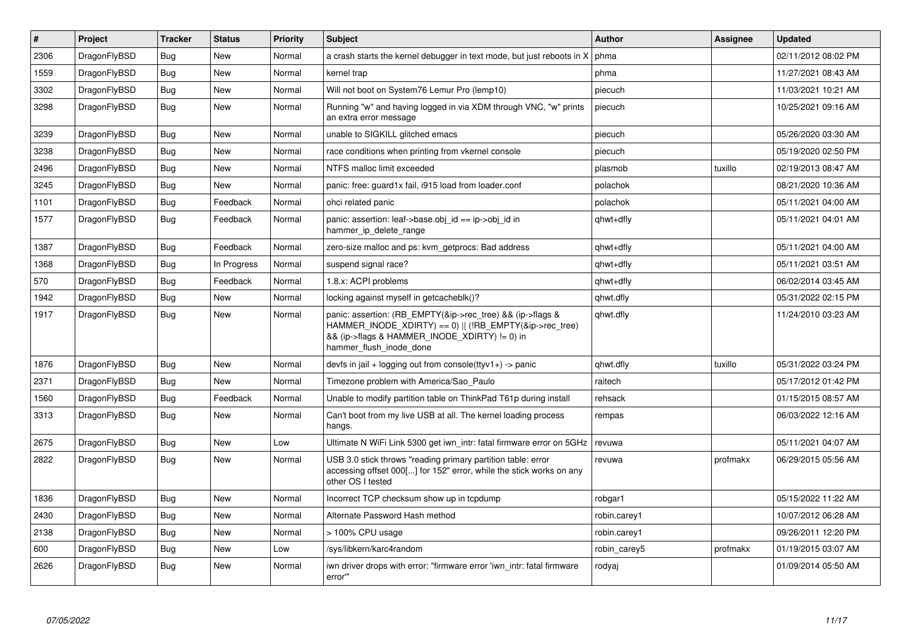| # | Project | Tracker | Status | Priority | Subject | Author | Assignee | Updated |
|---|---|---|---|---|---|---|---|---|
| 2306 | DragonFlyBSD | Bug | New | Normal | a crash starts the kernel debugger in text mode, but just reboots in X | phma | | 02/11/2012 08:02 PM |
| 1559 | DragonFlyBSD | Bug | New | Normal | kernel trap | phma | | 11/27/2021 08:43 AM |
| 3302 | DragonFlyBSD | Bug | New | Normal | Will not boot on System76 Lemur Pro (lemp10) | piecuch | | 11/03/2021 10:21 AM |
| 3298 | DragonFlyBSD | Bug | New | Normal | Running "w" and having logged in via XDM through VNC, "w" prints an extra error message | piecuch | | 10/25/2021 09:16 AM |
| 3239 | DragonFlyBSD | Bug | New | Normal | unable to SIGKILL glitched emacs | piecuch | | 05/26/2020 03:30 AM |
| 3238 | DragonFlyBSD | Bug | New | Normal | race conditions when printing from vkernel console | piecuch | | 05/19/2020 02:50 PM |
| 2496 | DragonFlyBSD | Bug | New | Normal | NTFS malloc limit exceeded | plasmob | tuxillo | 02/19/2013 08:47 AM |
| 3245 | DragonFlyBSD | Bug | New | Normal | panic: free: guard1x fail, i915 load from loader.conf | polachok | | 08/21/2020 10:36 AM |
| 1101 | DragonFlyBSD | Bug | Feedback | Normal | ohci related panic | polachok | | 05/11/2021 04:00 AM |
| 1577 | DragonFlyBSD | Bug | Feedback | Normal | panic: assertion: leaf->base.obj_id == ip->obj_id in hammer_ip_delete_range | qhwt+dfly | | 05/11/2021 04:01 AM |
| 1387 | DragonFlyBSD | Bug | Feedback | Normal | zero-size malloc and ps: kvm_getprocs: Bad address | qhwt+dfly | | 05/11/2021 04:00 AM |
| 1368 | DragonFlyBSD | Bug | In Progress | Normal | suspend signal race? | qhwt+dfly | | 05/11/2021 03:51 AM |
| 570 | DragonFlyBSD | Bug | Feedback | Normal | 1.8.x: ACPI problems | qhwt+dfly | | 06/02/2014 03:45 AM |
| 1942 | DragonFlyBSD | Bug | New | Normal | locking against myself in getcacheblk()? | qhwt.dfly | | 05/31/2022 02:15 PM |
| 1917 | DragonFlyBSD | Bug | New | Normal | panic: assertion: (RB_EMPTY(&ip->rec_tree) && (ip->flags & HAMMER_INODE_XDIRTY) == 0) \|\| (!RB_EMPTY(&ip->rec_tree) && (ip->flags & HAMMER_INODE_XDIRTY) != 0) in hammer_flush_inode_done | qhwt.dfly | | 11/24/2010 03:23 AM |
| 1876 | DragonFlyBSD | Bug | New | Normal | devfs in jail + logging out from console(ttyv1+) -> panic | qhwt.dfly | tuxillo | 05/31/2022 03:24 PM |
| 2371 | DragonFlyBSD | Bug | New | Normal | Timezone problem with America/Sao_Paulo | raitech | | 05/17/2012 01:42 PM |
| 1560 | DragonFlyBSD | Bug | Feedback | Normal | Unable to modify partition table on ThinkPad T61p during install | rehsack | | 01/15/2015 08:57 AM |
| 3313 | DragonFlyBSD | Bug | New | Normal | Can't boot from my live USB at all. The kernel loading process hangs. | rempas | | 06/03/2022 12:16 AM |
| 2675 | DragonFlyBSD | Bug | New | Low | Ultimate N WiFi Link 5300 get iwn_intr: fatal firmware error on 5GHz | revuwa | | 05/11/2021 04:07 AM |
| 2822 | DragonFlyBSD | Bug | New | Normal | USB 3.0 stick throws "reading primary partition table: error accessing offset 000[...] for 152" error, while the stick works on any other OS I tested | revuwa | profmakx | 06/29/2015 05:56 AM |
| 1836 | DragonFlyBSD | Bug | New | Normal | Incorrect TCP checksum show up in tcpdump | robgar1 | | 05/15/2022 11:22 AM |
| 2430 | DragonFlyBSD | Bug | New | Normal | Alternate Password Hash method | robin.carey1 | | 10/07/2012 06:28 AM |
| 2138 | DragonFlyBSD | Bug | New | Normal | > 100% CPU usage | robin.carey1 | | 09/26/2011 12:20 PM |
| 600 | DragonFlyBSD | Bug | New | Low | /sys/libkern/karc4random | robin_carey5 | profmakx | 01/19/2015 03:07 AM |
| 2626 | DragonFlyBSD | Bug | New | Normal | iwn driver drops with error: "firmware error 'iwn_intr: fatal firmware error'" | rodyaj | | 01/09/2014 05:50 AM |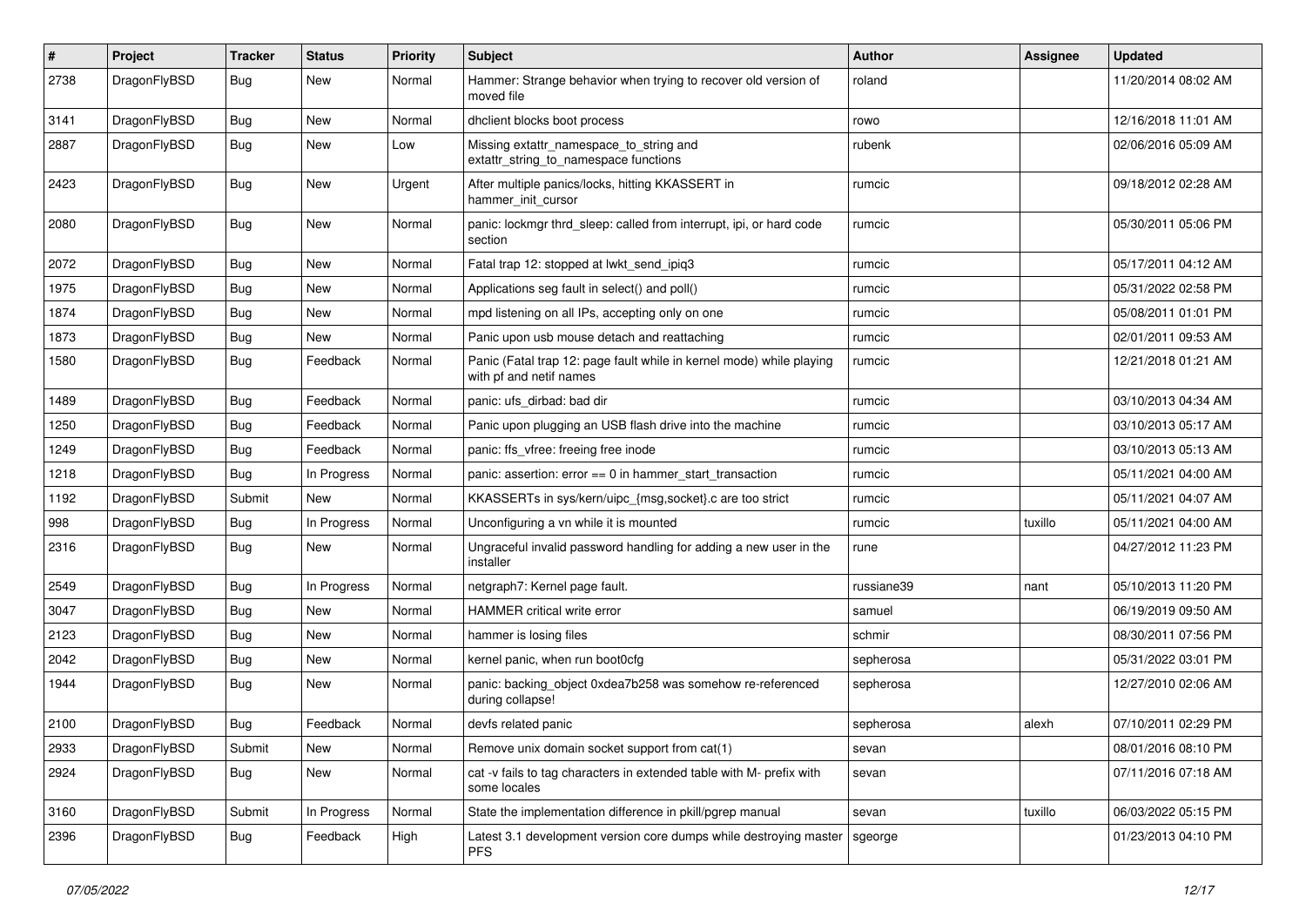| # | Project | Tracker | Status | Priority | Subject | Author | Assignee | Updated |
|---|---|---|---|---|---|---|---|---|
| 2738 | DragonFlyBSD | Bug | New | Normal | Hammer: Strange behavior when trying to recover old version of moved file | roland | | 11/20/2014 08:02 AM |
| 3141 | DragonFlyBSD | Bug | New | Normal | dhclient blocks boot process | rowo | | 12/16/2018 11:01 AM |
| 2887 | DragonFlyBSD | Bug | New | Low | Missing extattr_namespace_to_string and extattr_string_to_namespace functions | rubenk | | 02/06/2016 05:09 AM |
| 2423 | DragonFlyBSD | Bug | New | Urgent | After multiple panics/locks, hitting KKASSERT in hammer_init_cursor | rumcic | | 09/18/2012 02:28 AM |
| 2080 | DragonFlyBSD | Bug | New | Normal | panic: lockmgr thrd_sleep: called from interrupt, ipi, or hard code section | rumcic | | 05/30/2011 05:06 PM |
| 2072 | DragonFlyBSD | Bug | New | Normal | Fatal trap 12: stopped at lwkt_send_ipiq3 | rumcic | | 05/17/2011 04:12 AM |
| 1975 | DragonFlyBSD | Bug | New | Normal | Applications seg fault in select() and poll() | rumcic | | 05/31/2022 02:58 PM |
| 1874 | DragonFlyBSD | Bug | New | Normal | mpd listening on all IPs, accepting only on one | rumcic | | 05/08/2011 01:01 PM |
| 1873 | DragonFlyBSD | Bug | New | Normal | Panic upon usb mouse detach and reattaching | rumcic | | 02/01/2011 09:53 AM |
| 1580 | DragonFlyBSD | Bug | Feedback | Normal | Panic (Fatal trap 12: page fault while in kernel mode) while playing with pf and netif names | rumcic | | 12/21/2018 01:21 AM |
| 1489 | DragonFlyBSD | Bug | Feedback | Normal | panic: ufs_dirbad: bad dir | rumcic | | 03/10/2013 04:34 AM |
| 1250 | DragonFlyBSD | Bug | Feedback | Normal | Panic upon plugging an USB flash drive into the machine | rumcic | | 03/10/2013 05:17 AM |
| 1249 | DragonFlyBSD | Bug | Feedback | Normal | panic: ffs_vfree: freeing free inode | rumcic | | 03/10/2013 05:13 AM |
| 1218 | DragonFlyBSD | Bug | In Progress | Normal | panic: assertion: error == 0 in hammer_start_transaction | rumcic | | 05/11/2021 04:00 AM |
| 1192 | DragonFlyBSD | Submit | New | Normal | KKASSERTs in sys/kern/uipc_{msg,socket}.c are too strict | rumcic | | 05/11/2021 04:07 AM |
| 998 | DragonFlyBSD | Bug | In Progress | Normal | Unconfiguring a vn while it is mounted | rumcic | tuxillo | 05/11/2021 04:00 AM |
| 2316 | DragonFlyBSD | Bug | New | Normal | Ungraceful invalid password handling for adding a new user in the installer | rune | | 04/27/2012 11:23 PM |
| 2549 | DragonFlyBSD | Bug | In Progress | Normal | netgraph7: Kernel page fault. | russiane39 | nant | 05/10/2013 11:20 PM |
| 3047 | DragonFlyBSD | Bug | New | Normal | HAMMER critical write error | samuel | | 06/19/2019 09:50 AM |
| 2123 | DragonFlyBSD | Bug | New | Normal | hammer is losing files | schmir | | 08/30/2011 07:56 PM |
| 2042 | DragonFlyBSD | Bug | New | Normal | kernel panic, when run boot0cfg | sepherosa | | 05/31/2022 03:01 PM |
| 1944 | DragonFlyBSD | Bug | New | Normal | panic: backing_object 0xdea7b258 was somehow re-referenced during collapse! | sepherosa | | 12/27/2010 02:06 AM |
| 2100 | DragonFlyBSD | Bug | Feedback | Normal | devfs related panic | sepherosa | alexh | 07/10/2011 02:29 PM |
| 2933 | DragonFlyBSD | Submit | New | Normal | Remove unix domain socket support from cat(1) | sevan | | 08/01/2016 08:10 PM |
| 2924 | DragonFlyBSD | Bug | New | Normal | cat -v fails to tag characters in extended table with M- prefix with some locales | sevan | | 07/11/2016 07:18 AM |
| 3160 | DragonFlyBSD | Submit | In Progress | Normal | State the implementation difference in pkill/pgrep manual | sevan | tuxillo | 06/03/2022 05:15 PM |
| 2396 | DragonFlyBSD | Bug | Feedback | High | Latest 3.1 development version core dumps while destroying master PFS | sgeorge | | 01/23/2013 04:10 PM |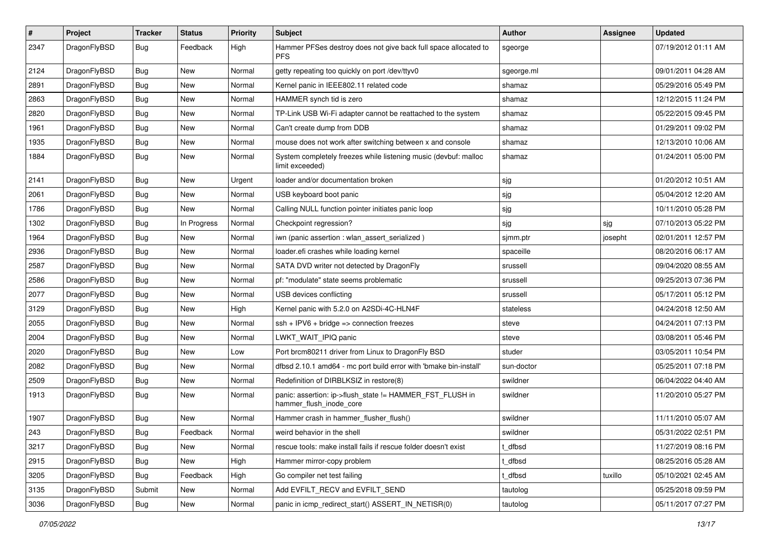| # | Project | Tracker | Status | Priority | Subject | Author | Assignee | Updated |
|---|---|---|---|---|---|---|---|---|
| 2347 | DragonFlyBSD | Bug | Feedback | High | Hammer PFSes destroy does not give back full space allocated to PFS | sgeorge | | 07/19/2012 01:11 AM |
| 2124 | DragonFlyBSD | Bug | New | Normal | getty repeating too quickly on port /dev/ttyv0 | sgeorge.ml | | 09/01/2011 04:28 AM |
| 2891 | DragonFlyBSD | Bug | New | Normal | Kernel panic in IEEE802.11 related code | shamaz | | 05/29/2016 05:49 PM |
| 2863 | DragonFlyBSD | Bug | New | Normal | HAMMER synch tid is zero | shamaz | | 12/12/2015 11:24 PM |
| 2820 | DragonFlyBSD | Bug | New | Normal | TP-Link USB Wi-Fi adapter cannot be reattached to the system | shamaz | | 05/22/2015 09:45 PM |
| 1961 | DragonFlyBSD | Bug | New | Normal | Can't create dump from DDB | shamaz | | 01/29/2011 09:02 PM |
| 1935 | DragonFlyBSD | Bug | New | Normal | mouse does not work after switching between x and console | shamaz | | 12/13/2010 10:06 AM |
| 1884 | DragonFlyBSD | Bug | New | Normal | System completely freezes while listening music (devbuf: malloc limit exceeded) | shamaz | | 01/24/2011 05:00 PM |
| 2141 | DragonFlyBSD | Bug | New | Urgent | loader and/or documentation broken | sjg | | 01/20/2012 10:51 AM |
| 2061 | DragonFlyBSD | Bug | New | Normal | USB keyboard boot panic | sjg | | 05/04/2012 12:20 AM |
| 1786 | DragonFlyBSD | Bug | New | Normal | Calling NULL function pointer initiates panic loop | sjg | | 10/11/2010 05:28 PM |
| 1302 | DragonFlyBSD | Bug | In Progress | Normal | Checkpoint regression? | sjg | sjg | 07/10/2013 05:22 PM |
| 1964 | DragonFlyBSD | Bug | New | Normal | iwn (panic assertion : wlan_assert_serialized ) | sjmm.ptr | josepht | 02/01/2011 12:57 PM |
| 2936 | DragonFlyBSD | Bug | New | Normal | loader.efi crashes while loading kernel | spaceille | | 08/20/2016 06:17 AM |
| 2587 | DragonFlyBSD | Bug | New | Normal | SATA DVD writer not detected by DragonFly | srussell | | 09/04/2020 08:55 AM |
| 2586 | DragonFlyBSD | Bug | New | Normal | pf: "modulate" state seems problematic | srussell | | 09/25/2013 07:36 PM |
| 2077 | DragonFlyBSD | Bug | New | Normal | USB devices conflicting | srussell | | 05/17/2011 05:12 PM |
| 3129 | DragonFlyBSD | Bug | New | High | Kernel panic with 5.2.0 on A2SDi-4C-HLN4F | stateless | | 04/24/2018 12:50 AM |
| 2055 | DragonFlyBSD | Bug | New | Normal | ssh + IPV6 + bridge => connection freezes | steve | | 04/24/2011 07:13 PM |
| 2004 | DragonFlyBSD | Bug | New | Normal | LWKT_WAIT_IPIQ panic | steve | | 03/08/2011 05:46 PM |
| 2020 | DragonFlyBSD | Bug | New | Low | Port brcm80211 driver from Linux to DragonFly BSD | studer | | 03/05/2011 10:54 PM |
| 2082 | DragonFlyBSD | Bug | New | Normal | dfbsd 2.10.1 amd64 - mc port build error with 'bmake bin-install' | sun-doctor | | 05/25/2011 07:18 PM |
| 2509 | DragonFlyBSD | Bug | New | Normal | Redefinition of DIRBLKSIZ in restore(8) | swildner | | 06/04/2022 04:40 AM |
| 1913 | DragonFlyBSD | Bug | New | Normal | panic: assertion: ip->flush_state != HAMMER_FST_FLUSH in hammer_flush_inode_core | swildner | | 11/20/2010 05:27 PM |
| 1907 | DragonFlyBSD | Bug | New | Normal | Hammer crash in hammer_flusher_flush() | swildner | | 11/11/2010 05:07 AM |
| 243 | DragonFlyBSD | Bug | Feedback | Normal | weird behavior in the shell | swildner | | 05/31/2022 02:51 PM |
| 3217 | DragonFlyBSD | Bug | New | Normal | rescue tools: make install fails if rescue folder doesn't exist | t_dfbsd | | 11/27/2019 08:16 PM |
| 2915 | DragonFlyBSD | Bug | New | High | Hammer mirror-copy problem | t_dfbsd | | 08/25/2016 05:28 AM |
| 3205 | DragonFlyBSD | Bug | Feedback | High | Go compiler net test failing | t_dfbsd | tuxillo | 05/10/2021 02:45 AM |
| 3135 | DragonFlyBSD | Submit | New | Normal | Add EVFILT_RECV and EVFILT_SEND | tautolog | | 05/25/2018 09:59 PM |
| 3036 | DragonFlyBSD | Bug | New | Normal | panic in icmp_redirect_start() ASSERT_IN_NETISR(0) | tautolog | | 05/11/2017 07:27 PM |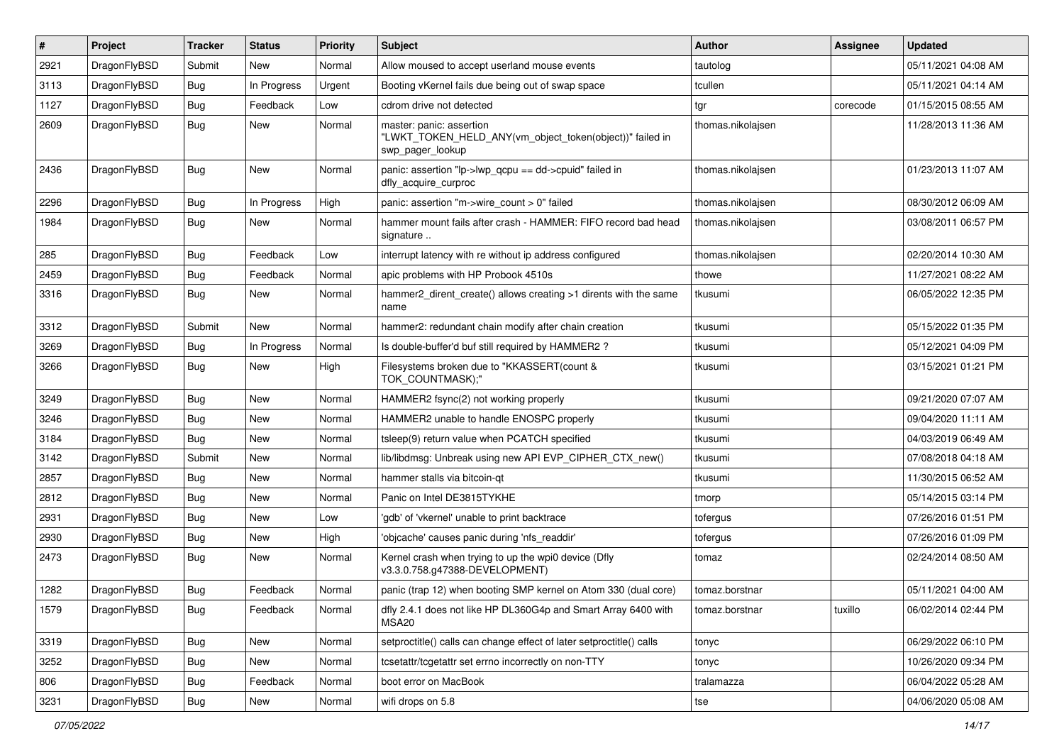| # | Project | Tracker | Status | Priority | Subject | Author | Assignee | Updated |
|---|---|---|---|---|---|---|---|---|
| 2921 | DragonFlyBSD | Submit | New | Normal | Allow moused to accept userland mouse events | tautolog | | 05/11/2021 04:08 AM |
| 3113 | DragonFlyBSD | Bug | In Progress | Urgent | Booting vKernel fails due being out of swap space | tcullen | | 05/11/2021 04:14 AM |
| 1127 | DragonFlyBSD | Bug | Feedback | Low | cdrom drive not detected | tgr | corecode | 01/15/2015 08:55 AM |
| 2609 | DragonFlyBSD | Bug | New | Normal | master: panic: assertion "LWKT_TOKEN_HELD_ANY(vm_object_token(object))" failed in swp_pager_lookup | thomas.nikolajsen | | 11/28/2013 11:36 AM |
| 2436 | DragonFlyBSD | Bug | New | Normal | panic: assertion "lp->lwp_qcpu == dd->cpuid" failed in dfly_acquire_curproc | thomas.nikolajsen | | 01/23/2013 11:07 AM |
| 2296 | DragonFlyBSD | Bug | In Progress | High | panic: assertion "m->wire_count > 0" failed | thomas.nikolajsen | | 08/30/2012 06:09 AM |
| 1984 | DragonFlyBSD | Bug | New | Normal | hammer mount fails after crash - HAMMER: FIFO record bad head signature .. | thomas.nikolajsen | | 03/08/2011 06:57 PM |
| 285 | DragonFlyBSD | Bug | Feedback | Low | interrupt latency with re without ip address configured | thomas.nikolajsen | | 02/20/2014 10:30 AM |
| 2459 | DragonFlyBSD | Bug | Feedback | Normal | apic problems with HP Probook 4510s | thowe | | 11/27/2021 08:22 AM |
| 3316 | DragonFlyBSD | Bug | New | Normal | hammer2_dirent_create() allows creating >1 dirents with the same name | tkusumi | | 06/05/2022 12:35 PM |
| 3312 | DragonFlyBSD | Submit | New | Normal | hammer2: redundant chain modify after chain creation | tkusumi | | 05/15/2022 01:35 PM |
| 3269 | DragonFlyBSD | Bug | In Progress | Normal | Is double-buffer'd buf still required by HAMMER2 ? | tkusumi | | 05/12/2021 04:09 PM |
| 3266 | DragonFlyBSD | Bug | New | High | Filesystems broken due to "KKASSERT(count & TOK_COUNTMASK);" | tkusumi | | 03/15/2021 01:21 PM |
| 3249 | DragonFlyBSD | Bug | New | Normal | HAMMER2 fsync(2) not working properly | tkusumi | | 09/21/2020 07:07 AM |
| 3246 | DragonFlyBSD | Bug | New | Normal | HAMMER2 unable to handle ENOSPC properly | tkusumi | | 09/04/2020 11:11 AM |
| 3184 | DragonFlyBSD | Bug | New | Normal | tsleep(9) return value when PCATCH specified | tkusumi | | 04/03/2019 06:49 AM |
| 3142 | DragonFlyBSD | Submit | New | Normal | lib/libdmsg: Unbreak using new API EVP_CIPHER_CTX_new() | tkusumi | | 07/08/2018 04:18 AM |
| 2857 | DragonFlyBSD | Bug | New | Normal | hammer stalls via bitcoin-qt | tkusumi | | 11/30/2015 06:52 AM |
| 2812 | DragonFlyBSD | Bug | New | Normal | Panic on Intel DE3815TYKHE | tmorp | | 05/14/2015 03:14 PM |
| 2931 | DragonFlyBSD | Bug | New | Low | 'gdb' of 'vkernel' unable to print backtrace | tofergus | | 07/26/2016 01:51 PM |
| 2930 | DragonFlyBSD | Bug | New | High | 'objcache' causes panic during 'nfs_readdir' | tofergus | | 07/26/2016 01:09 PM |
| 2473 | DragonFlyBSD | Bug | New | Normal | Kernel crash when trying to up the wpi0 device (Dfly v3.3.0.758.g47388-DEVELOPMENT) | tomaz | | 02/24/2014 08:50 AM |
| 1282 | DragonFlyBSD | Bug | Feedback | Normal | panic (trap 12) when booting SMP kernel on Atom 330 (dual core) | tomaz.borstnar | | 05/11/2021 04:00 AM |
| 1579 | DragonFlyBSD | Bug | Feedback | Normal | dfly 2.4.1 does not like HP DL360G4p and Smart Array 6400 with MSA20 | tomaz.borstnar | tuxillo | 06/02/2014 02:44 PM |
| 3319 | DragonFlyBSD | Bug | New | Normal | setproctitle() calls can change effect of later setproctitle() calls | tonyc | | 06/29/2022 06:10 PM |
| 3252 | DragonFlyBSD | Bug | New | Normal | tcsetattr/tcgetattr set errno incorrectly on non-TTY | tonyc | | 10/26/2020 09:34 PM |
| 806 | DragonFlyBSD | Bug | Feedback | Normal | boot error on MacBook | tralamazza | | 06/04/2022 05:28 AM |
| 3231 | DragonFlyBSD | Bug | New | Normal | wifi drops on 5.8 | tse | | 04/06/2020 05:08 AM |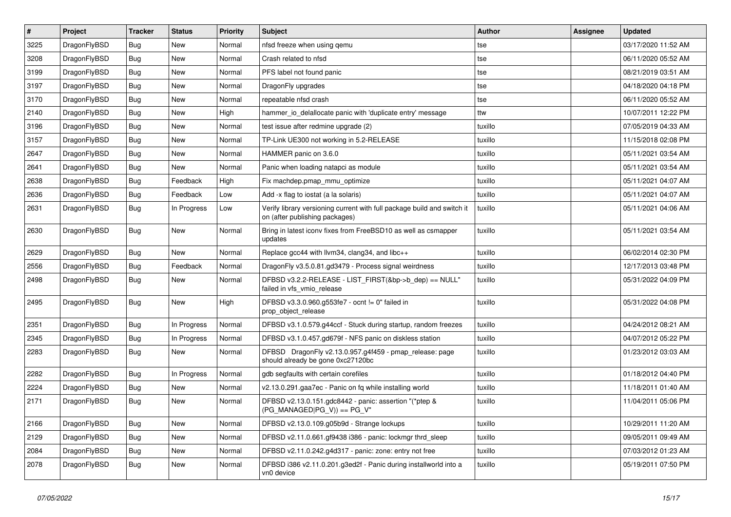| # | Project | Tracker | Status | Priority | Subject | Author | Assignee | Updated |
|---|---|---|---|---|---|---|---|---|
| 3225 | DragonFlyBSD | Bug | New | Normal | nfsd freeze when using qemu | tse | | 03/17/2020 11:52 AM |
| 3208 | DragonFlyBSD | Bug | New | Normal | Crash related to nfsd | tse | | 06/11/2020 05:52 AM |
| 3199 | DragonFlyBSD | Bug | New | Normal | PFS label not found panic | tse | | 08/21/2019 03:51 AM |
| 3197 | DragonFlyBSD | Bug | New | Normal | DragonFly upgrades | tse | | 04/18/2020 04:18 PM |
| 3170 | DragonFlyBSD | Bug | New | Normal | repeatable nfsd crash | tse | | 06/11/2020 05:52 AM |
| 2140 | DragonFlyBSD | Bug | New | High | hammer_io_delallocate panic with 'duplicate entry' message | ttw | | 10/07/2011 12:22 PM |
| 3196 | DragonFlyBSD | Bug | New | Normal | test issue after redmine upgrade (2) | tuxillo | | 07/05/2019 04:33 AM |
| 3157 | DragonFlyBSD | Bug | New | Normal | TP-Link UE300 not working in 5.2-RELEASE | tuxillo | | 11/15/2018 02:08 PM |
| 2647 | DragonFlyBSD | Bug | New | Normal | HAMMER panic on 3.6.0 | tuxillo | | 05/11/2021 03:54 AM |
| 2641 | DragonFlyBSD | Bug | New | Normal | Panic when loading natapci as module | tuxillo | | 05/11/2021 03:54 AM |
| 2638 | DragonFlyBSD | Bug | Feedback | High | Fix machdep.pmap_mmu_optimize | tuxillo | | 05/11/2021 04:07 AM |
| 2636 | DragonFlyBSD | Bug | Feedback | Low | Add -x flag to iostat (a la solaris) | tuxillo | | 05/11/2021 04:07 AM |
| 2631 | DragonFlyBSD | Bug | In Progress | Low | Verify library versioning current with full package build and switch it on (after publishing packages) | tuxillo | | 05/11/2021 04:06 AM |
| 2630 | DragonFlyBSD | Bug | New | Normal | Bring in latest iconv fixes from FreeBSD10 as well as csmapper updates | tuxillo | | 05/11/2021 03:54 AM |
| 2629 | DragonFlyBSD | Bug | New | Normal | Replace gcc44 with llvm34, clang34, and libc++ | tuxillo | | 06/02/2014 02:30 PM |
| 2556 | DragonFlyBSD | Bug | Feedback | Normal | DragonFly v3.5.0.81.gd3479 - Process signal weirdness | tuxillo | | 12/17/2013 03:48 PM |
| 2498 | DragonFlyBSD | Bug | New | Normal | DFBSD v3.2.2-RELEASE - LIST_FIRST(&bp->b_dep) == NULL" failed in vfs_vmio_release | tuxillo | | 05/31/2022 04:09 PM |
| 2495 | DragonFlyBSD | Bug | New | High | DFBSD v3.3.0.960.g553fe7 - ocnt != 0" failed in prop_object_release | tuxillo | | 05/31/2022 04:08 PM |
| 2351 | DragonFlyBSD | Bug | In Progress | Normal | DFBSD v3.1.0.579.g44ccf - Stuck during startup, random freezes | tuxillo | | 04/24/2012 08:21 AM |
| 2345 | DragonFlyBSD | Bug | In Progress | Normal | DFBSD v3.1.0.457.gd679f - NFS panic on diskless station | tuxillo | | 04/07/2012 05:22 PM |
| 2283 | DragonFlyBSD | Bug | New | Normal | DFBSD DragonFly v2.13.0.957.g4f459 - pmap_release: page should already be gone 0xc27120bc | tuxillo | | 01/23/2012 03:03 AM |
| 2282 | DragonFlyBSD | Bug | In Progress | Normal | gdb segfaults with certain corefiles | tuxillo | | 01/18/2012 04:40 PM |
| 2224 | DragonFlyBSD | Bug | New | Normal | v2.13.0.291.gaa7ec - Panic on fq while installing world | tuxillo | | 11/18/2011 01:40 AM |
| 2171 | DragonFlyBSD | Bug | New | Normal | DFBSD v2.13.0.151.gdc8442 - panic: assertion "(*ptep & (PG_MANAGED\|PG_V)) == PG_V" | tuxillo | | 11/04/2011 05:06 PM |
| 2166 | DragonFlyBSD | Bug | New | Normal | DFBSD v2.13.0.109.g05b9d - Strange lockups | tuxillo | | 10/29/2011 11:20 AM |
| 2129 | DragonFlyBSD | Bug | New | Normal | DFBSD v2.11.0.661.gf9438 i386 - panic: lockmgr thrd_sleep | tuxillo | | 09/05/2011 09:49 AM |
| 2084 | DragonFlyBSD | Bug | New | Normal | DFBSD v2.11.0.242.g4d317 - panic: zone: entry not free | tuxillo | | 07/03/2012 01:23 AM |
| 2078 | DragonFlyBSD | Bug | New | Normal | DFBSD i386 v2.11.0.201.g3ed2f - Panic during installworld into a vn0 device | tuxillo | | 05/19/2011 07:50 PM |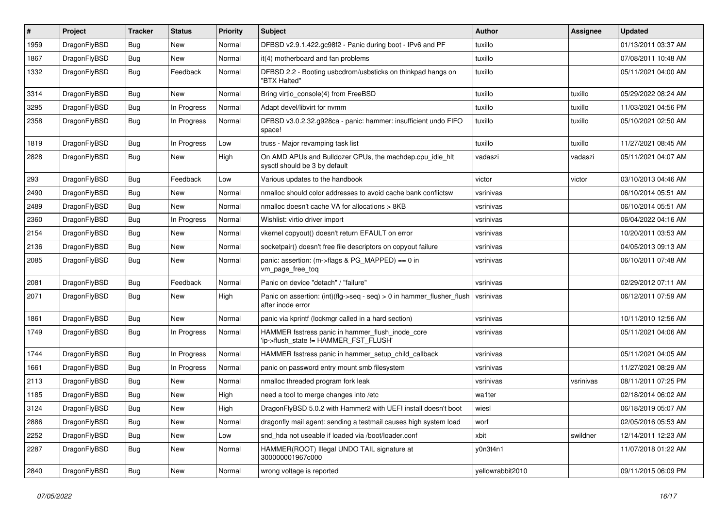| # | Project | Tracker | Status | Priority | Subject | Author | Assignee | Updated |
|---|---|---|---|---|---|---|---|---|
| 1959 | DragonFlyBSD | Bug | New | Normal | DFBSD v2.9.1.422.gc98f2 - Panic during boot - IPv6 and PF | tuxillo | | 01/13/2011 03:37 AM |
| 1867 | DragonFlyBSD | Bug | New | Normal | it(4) motherboard and fan problems | tuxillo | | 07/08/2011 10:48 AM |
| 1332 | DragonFlyBSD | Bug | Feedback | Normal | DFBSD 2.2 - Booting usbcdrom/usbsticks on thinkpad hangs on "BTX Halted" | tuxillo | | 05/11/2021 04:00 AM |
| 3314 | DragonFlyBSD | Bug | New | Normal | Bring virtio_console(4) from FreeBSD | tuxillo | tuxillo | 05/29/2022 08:24 AM |
| 3295 | DragonFlyBSD | Bug | In Progress | Normal | Adapt devel/libvirt for nvmm | tuxillo | tuxillo | 11/03/2021 04:56 PM |
| 2358 | DragonFlyBSD | Bug | In Progress | Normal | DFBSD v3.0.2.32.g928ca - panic: hammer: insufficient undo FIFO space! | tuxillo | tuxillo | 05/10/2021 02:50 AM |
| 1819 | DragonFlyBSD | Bug | In Progress | Low | truss - Major revamping task list | tuxillo | tuxillo | 11/27/2021 08:45 AM |
| 2828 | DragonFlyBSD | Bug | New | High | On AMD APUs and Bulldozer CPUs, the machdep.cpu_idle_hlt sysctl should be 3 by default | vadaszi | vadaszi | 05/11/2021 04:07 AM |
| 293 | DragonFlyBSD | Bug | Feedback | Low | Various updates to the handbook | victor | victor | 03/10/2013 04:46 AM |
| 2490 | DragonFlyBSD | Bug | New | Normal | nmalloc should color addresses to avoid cache bank conflictsw | vsrinivas | | 06/10/2014 05:51 AM |
| 2489 | DragonFlyBSD | Bug | New | Normal | nmalloc doesn't cache VA for allocations > 8KB | vsrinivas | | 06/10/2014 05:51 AM |
| 2360 | DragonFlyBSD | Bug | In Progress | Normal | Wishlist: virtio driver import | vsrinivas | | 06/04/2022 04:16 AM |
| 2154 | DragonFlyBSD | Bug | New | Normal | vkernel copyout() doesn't return EFAULT on error | vsrinivas | | 10/20/2011 03:53 AM |
| 2136 | DragonFlyBSD | Bug | New | Normal | socketpair() doesn't free file descriptors on copyout failure | vsrinivas | | 04/05/2013 09:13 AM |
| 2085 | DragonFlyBSD | Bug | New | Normal | panic: assertion: (m->flags & PG_MAPPED) == 0 in vm_page_free_toq | vsrinivas | | 06/10/2011 07:48 AM |
| 2081 | DragonFlyBSD | Bug | Feedback | Normal | Panic on device "detach" / "failure" | vsrinivas | | 02/29/2012 07:11 AM |
| 2071 | DragonFlyBSD | Bug | New | High | Panic on assertion: (int)(flg->seq - seq) > 0 in hammer_flusher_flush after inode error | vsrinivas | | 06/12/2011 07:59 AM |
| 1861 | DragonFlyBSD | Bug | New | Normal | panic via kprintf (lockmgr called in a hard section) | vsrinivas | | 10/11/2010 12:56 AM |
| 1749 | DragonFlyBSD | Bug | In Progress | Normal | HAMMER fsstress panic in hammer_flush_inode_core 'ip->flush_state != HAMMER_FST_FLUSH' | vsrinivas | | 05/11/2021 04:06 AM |
| 1744 | DragonFlyBSD | Bug | In Progress | Normal | HAMMER fsstress panic in hammer_setup_child_callback | vsrinivas | | 05/11/2021 04:05 AM |
| 1661 | DragonFlyBSD | Bug | In Progress | Normal | panic on password entry mount smb filesystem | vsrinivas | | 11/27/2021 08:29 AM |
| 2113 | DragonFlyBSD | Bug | New | Normal | nmalloc threaded program fork leak | vsrinivas | vsrinivas | 08/11/2011 07:25 PM |
| 1185 | DragonFlyBSD | Bug | New | High | need a tool to merge changes into /etc | wa1ter | | 02/18/2014 06:02 AM |
| 3124 | DragonFlyBSD | Bug | New | High | DragonFlyBSD 5.0.2 with Hammer2 with UEFI install doesn't boot | wiesl | | 06/18/2019 05:07 AM |
| 2886 | DragonFlyBSD | Bug | New | Normal | dragonfly mail agent: sending a testmail causes high system load | worf | | 02/05/2016 05:53 AM |
| 2252 | DragonFlyBSD | Bug | New | Low | snd_hda not useable if loaded via /boot/loader.conf | xbit | swildner | 12/14/2011 12:23 AM |
| 2287 | DragonFlyBSD | Bug | New | Normal | HAMMER(ROOT) Illegal UNDO TAIL signature at 300000001967c000 | y0n3t4n1 | | 11/07/2018 01:22 AM |
| 2840 | DragonFlyBSD | Bug | New | Normal | wrong voltage is reported | yellowrabbit2010 | | 09/11/2015 06:09 PM |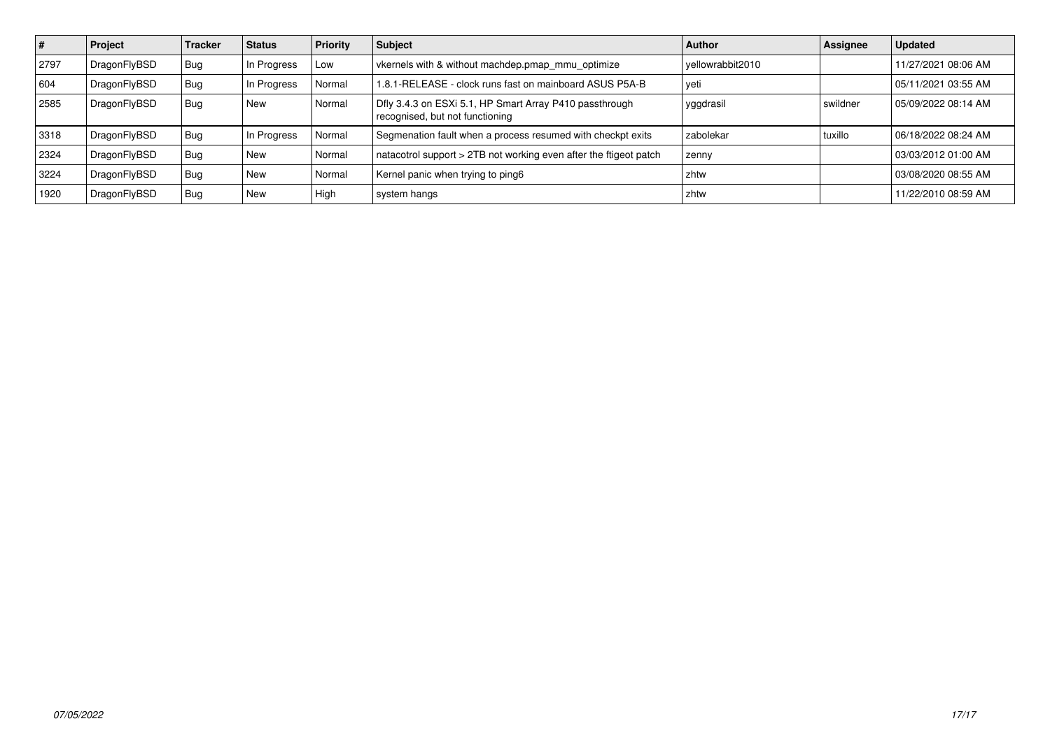| # | Project | Tracker | Status | Priority | Subject | Author | Assignee | Updated |
|---|---|---|---|---|---|---|---|---|
| 2797 | DragonFlyBSD | Bug | In Progress | Low | vkernels with & without machdep.pmap_mmu_optimize | yellowrabbit2010 | | 11/27/2021 08:06 AM |
| 604 | DragonFlyBSD | Bug | In Progress | Normal | 1.8.1-RELEASE - clock runs fast on mainboard ASUS P5A-B | yeti | | 05/11/2021 03:55 AM |
| 2585 | DragonFlyBSD | Bug | New | Normal | Dfly 3.4.3 on ESXi 5.1, HP Smart Array P410 passthrough recognised, but not functioning | yggdrasil | swildner | 05/09/2022 08:14 AM |
| 3318 | DragonFlyBSD | Bug | In Progress | Normal | Segmenation fault when a process resumed with checkpt exits | zabolekar | tuxillo | 06/18/2022 08:24 AM |
| 2324 | DragonFlyBSD | Bug | New | Normal | natacotrol support > 2TB not working even after the ftigeot patch | zenny | | 03/03/2012 01:00 AM |
| 3224 | DragonFlyBSD | Bug | New | Normal | Kernel panic when trying to ping6 | zhtw | | 03/08/2020 08:55 AM |
| 1920 | DragonFlyBSD | Bug | New | High | system hangs | zhtw | | 11/22/2010 08:59 AM |